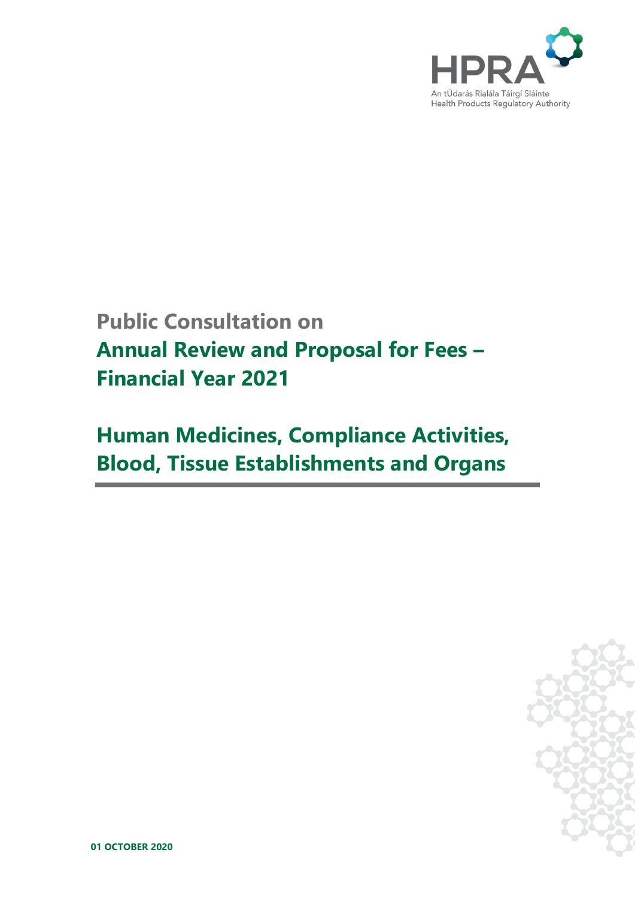HPRA

An tÚdarás Rialála Táirgí Sláinte
Health Products Regulatory Authority

# Public Consultation on Annual Review and Proposal for Fees – Financial Year 2021

## Human Medicines, Compliance Activities, Blood, Tissue Establishments and Organs

**01 OCTOBER 2020**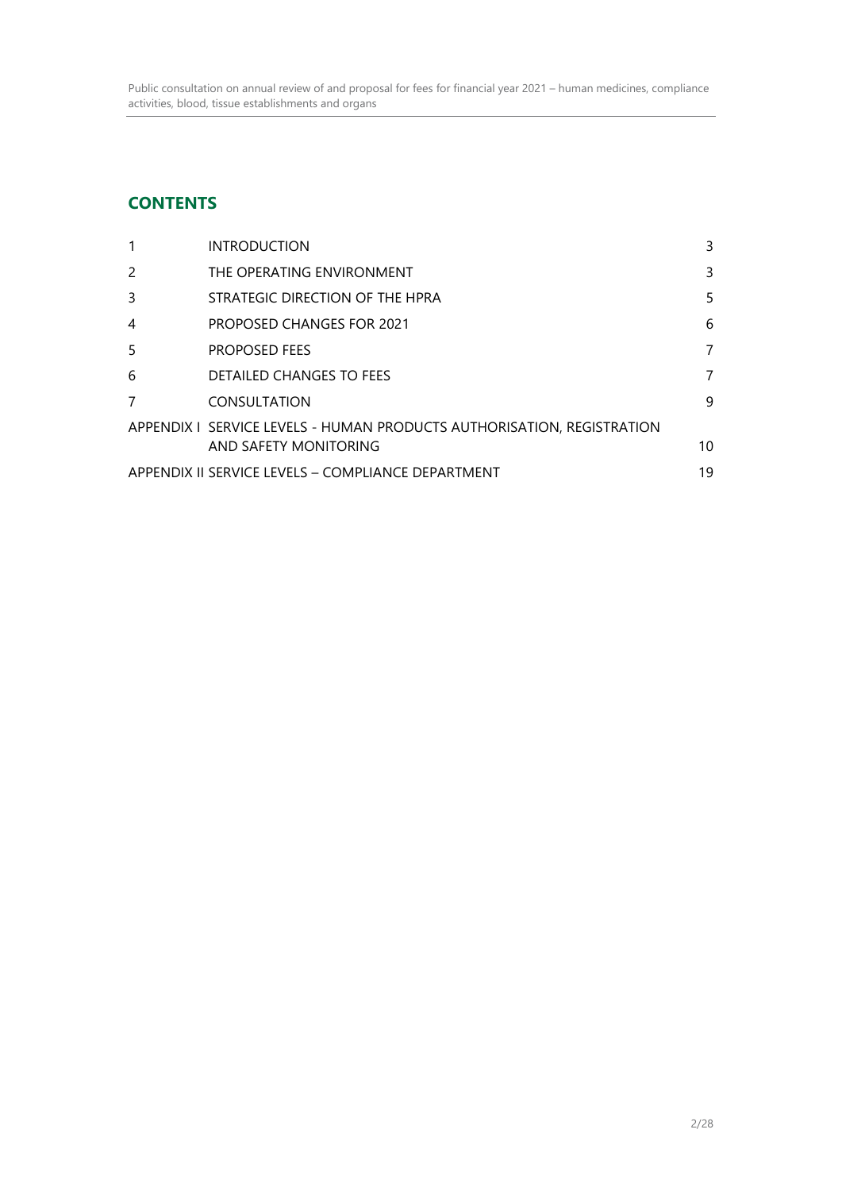## CONTENTS

| | | |
|---|---|---|
| 1 | INTRODUCTION | 3 |
| 2 | THE OPERATING ENVIRONMENT | 3 |
| 3 | STRATEGIC DIRECTION OF THE HPRA | 5 |
| 4 | PROPOSED CHANGES FOR 2021 | 6 |
| 5 | PROPOSED FEES | 7 |
| 6 | DETAILED CHANGES TO FEES | 7 |
| 7 | CONSULTATION | 9 |
| APPENDIX I | SERVICE LEVELS - HUMAN PRODUCTS AUTHORISATION, REGISTRATION AND SAFETY MONITORING | 10 |
| APPENDIX II | SERVICE LEVELS – COMPLIANCE DEPARTMENT | 19 |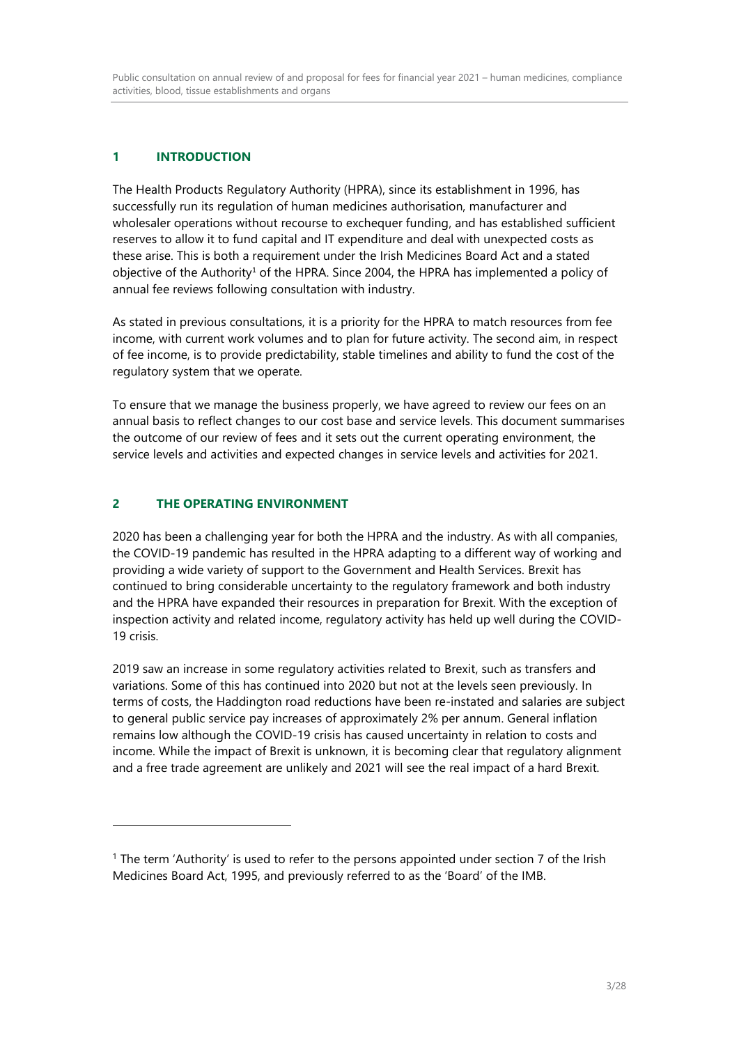## 1 INTRODUCTION

The Health Products Regulatory Authority (HPRA), since its establishment in 1996, has successfully run its regulation of human medicines authorisation, manufacturer and wholesaler operations without recourse to exchequer funding, and has established sufficient reserves to allow it to fund capital and IT expenditure and deal with unexpected costs as these arise. This is both a requirement under the Irish Medicines Board Act and a stated objective of the Authority[1] of the HPRA. Since 2004, the HPRA has implemented a policy of annual fee reviews following consultation with industry.

As stated in previous consultations, it is a priority for the HPRA to match resources from fee income, with current work volumes and to plan for future activity. The second aim, in respect of fee income, is to provide predictability, stable timelines and ability to fund the cost of the regulatory system that we operate.

To ensure that we manage the business properly, we have agreed to review our fees on an annual basis to reflect changes to our cost base and service levels. This document summarises the outcome of our review of fees and it sets out the current operating environment, the service levels and activities and expected changes in service levels and activities for 2021.

## 2 THE OPERATING ENVIRONMENT

2020 has been a challenging year for both the HPRA and the industry. As with all companies, the COVID-19 pandemic has resulted in the HPRA adapting to a different way of working and providing a wide variety of support to the Government and Health Services. Brexit has continued to bring considerable uncertainty to the regulatory framework and both industry and the HPRA have expanded their resources in preparation for Brexit. With the exception of inspection activity and related income, regulatory activity has held up well during the COVID-19 crisis.

2019 saw an increase in some regulatory activities related to Brexit, such as transfers and variations. Some of this has continued into 2020 but not at the levels seen previously. In terms of costs, the Haddington road reductions have been re-instated and salaries are subject to general public service pay increases of approximately 2% per annum. General inflation remains low although the COVID-19 crisis has caused uncertainty in relation to costs and income. While the impact of Brexit is unknown, it is becoming clear that regulatory alignment and a free trade agreement are unlikely and 2021 will see the real impact of a hard Brexit.

---

[1] The term 'Authority' is used to refer to the persons appointed under section 7 of the Irish Medicines Board Act, 1995, and previously referred to as the 'Board' of the IMB.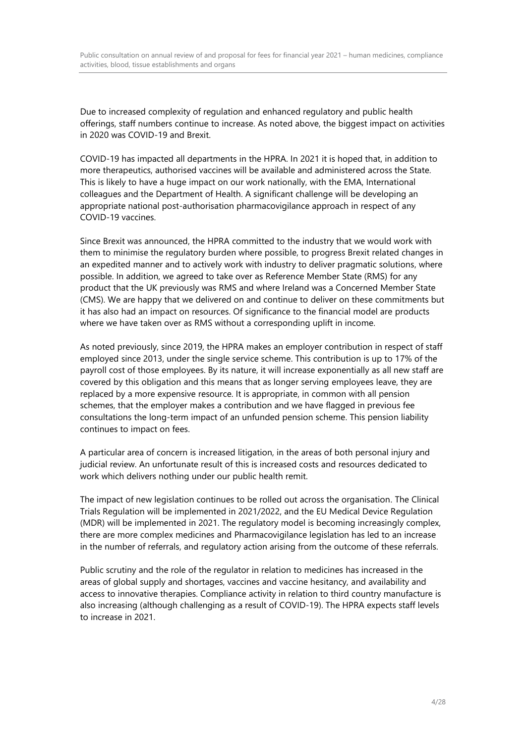Due to increased complexity of regulation and enhanced regulatory and public health offerings, staff numbers continue to increase. As noted above, the biggest impact on activities in 2020 was COVID-19 and Brexit.

COVID-19 has impacted all departments in the HPRA. In 2021 it is hoped that, in addition to more therapeutics, authorised vaccines will be available and administered across the State. This is likely to have a huge impact on our work nationally, with the EMA, International colleagues and the Department of Health. A significant challenge will be developing an appropriate national post-authorisation pharmacovigilance approach in respect of any COVID-19 vaccines.

Since Brexit was announced, the HPRA committed to the industry that we would work with them to minimise the regulatory burden where possible, to progress Brexit related changes in an expedited manner and to actively work with industry to deliver pragmatic solutions, where possible. In addition, we agreed to take over as Reference Member State (RMS) for any product that the UK previously was RMS and where Ireland was a Concerned Member State (CMS). We are happy that we delivered on and continue to deliver on these commitments but it has also had an impact on resources. Of significance to the financial model are products where we have taken over as RMS without a corresponding uplift in income.

As noted previously, since 2019, the HPRA makes an employer contribution in respect of staff employed since 2013, under the single service scheme. This contribution is up to 17% of the payroll cost of those employees. By its nature, it will increase exponentially as all new staff are covered by this obligation and this means that as longer serving employees leave, they are replaced by a more expensive resource. It is appropriate, in common with all pension schemes, that the employer makes a contribution and we have flagged in previous fee consultations the long-term impact of an unfunded pension scheme. This pension liability continues to impact on fees.

A particular area of concern is increased litigation, in the areas of both personal injury and judicial review. An unfortunate result of this is increased costs and resources dedicated to work which delivers nothing under our public health remit.

The impact of new legislation continues to be rolled out across the organisation. The Clinical Trials Regulation will be implemented in 2021/2022, and the EU Medical Device Regulation (MDR) will be implemented in 2021. The regulatory model is becoming increasingly complex, there are more complex medicines and Pharmacovigilance legislation has led to an increase in the number of referrals, and regulatory action arising from the outcome of these referrals.

Public scrutiny and the role of the regulator in relation to medicines has increased in the areas of global supply and shortages, vaccines and vaccine hesitancy, and availability and access to innovative therapies. Compliance activity in relation to third country manufacture is also increasing (although challenging as a result of COVID-19). The HPRA expects staff levels to increase in 2021.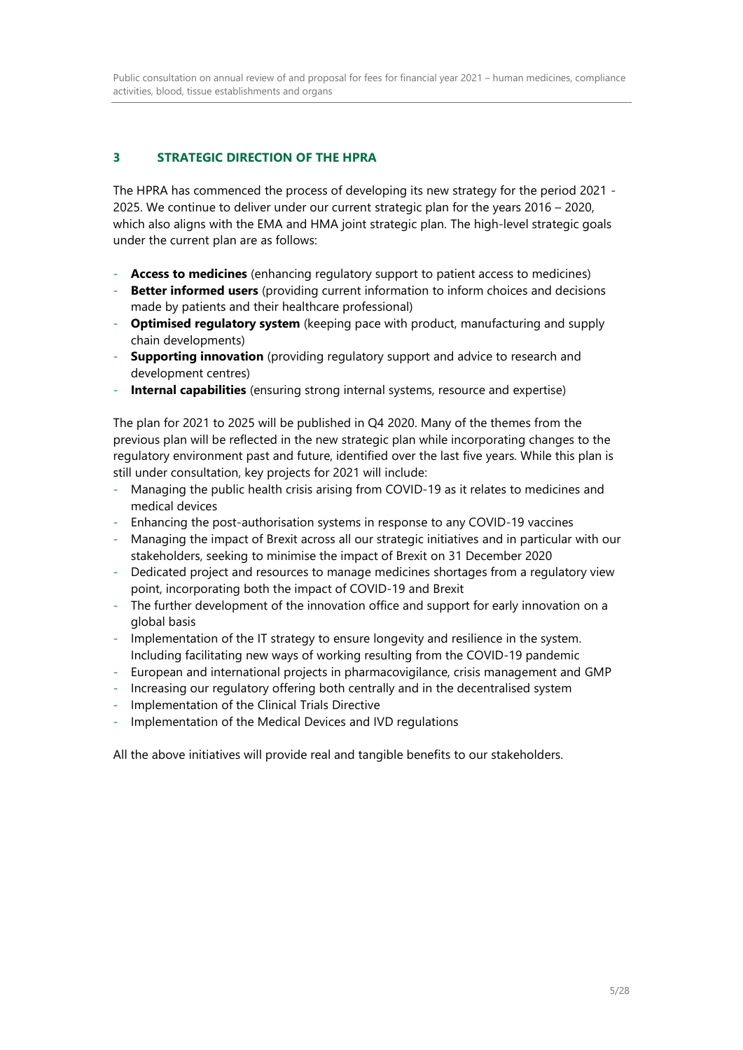## 3 STRATEGIC DIRECTION OF THE HPRA

The HPRA has commenced the process of developing its new strategy for the period 2021 - 2025. We continue to deliver under our current strategic plan for the years 2016 – 2020, which also aligns with the EMA and HMA joint strategic plan. The high-level strategic goals under the current plan are as follows:

- **Access to medicines** (enhancing regulatory support to patient access to medicines)
- **Better informed users** (providing current information to inform choices and decisions made by patients and their healthcare professional)
- **Optimised regulatory system** (keeping pace with product, manufacturing and supply chain developments)
- **Supporting innovation** (providing regulatory support and advice to research and development centres)
- **Internal capabilities** (ensuring strong internal systems, resource and expertise)

The plan for 2021 to 2025 will be published in Q4 2020. Many of the themes from the previous plan will be reflected in the new strategic plan while incorporating changes to the regulatory environment past and future, identified over the last five years. While this plan is still under consultation, key projects for 2021 will include:

- Managing the public health crisis arising from COVID-19 as it relates to medicines and medical devices
- Enhancing the post-authorisation systems in response to any COVID-19 vaccines
- Managing the impact of Brexit across all our strategic initiatives and in particular with our stakeholders, seeking to minimise the impact of Brexit on 31 December 2020
- Dedicated project and resources to manage medicines shortages from a regulatory view point, incorporating both the impact of COVID-19 and Brexit
- The further development of the innovation office and support for early innovation on a global basis
- Implementation of the IT strategy to ensure longevity and resilience in the system. Including facilitating new ways of working resulting from the COVID-19 pandemic
- European and international projects in pharmacovigilance, crisis management and GMP
- Increasing our regulatory offering both centrally and in the decentralised system
- Implementation of the Clinical Trials Directive
- Implementation of the Medical Devices and IVD regulations

All the above initiatives will provide real and tangible benefits to our stakeholders.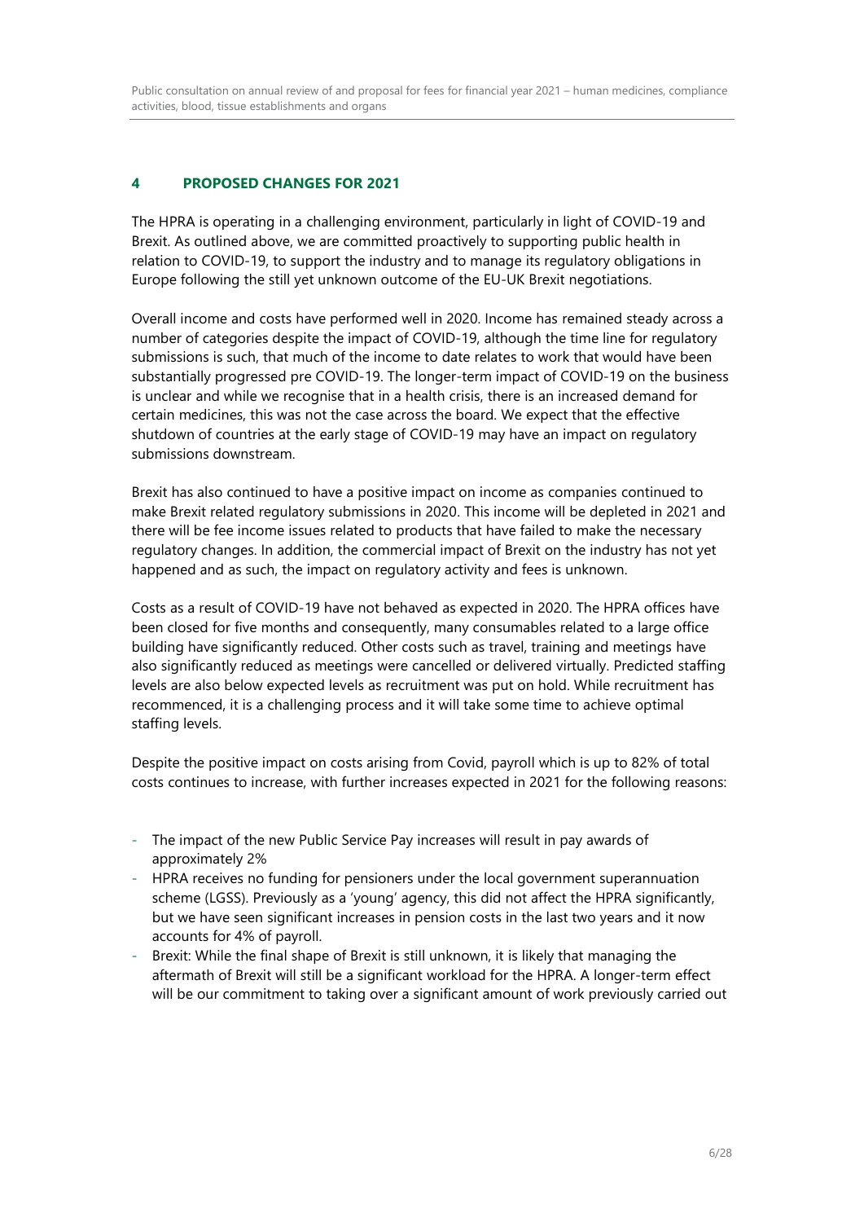## 4 PROPOSED CHANGES FOR 2021

The HPRA is operating in a challenging environment, particularly in light of COVID-19 and Brexit. As outlined above, we are committed proactively to supporting public health in relation to COVID-19, to support the industry and to manage its regulatory obligations in Europe following the still yet unknown outcome of the EU-UK Brexit negotiations.

Overall income and costs have performed well in 2020. Income has remained steady across a number of categories despite the impact of COVID-19, although the time line for regulatory submissions is such, that much of the income to date relates to work that would have been substantially progressed pre COVID-19. The longer-term impact of COVID-19 on the business is unclear and while we recognise that in a health crisis, there is an increased demand for certain medicines, this was not the case across the board. We expect that the effective shutdown of countries at the early stage of COVID-19 may have an impact on regulatory submissions downstream.

Brexit has also continued to have a positive impact on income as companies continued to make Brexit related regulatory submissions in 2020. This income will be depleted in 2021 and there will be fee income issues related to products that have failed to make the necessary regulatory changes. In addition, the commercial impact of Brexit on the industry has not yet happened and as such, the impact on regulatory activity and fees is unknown.

Costs as a result of COVID-19 have not behaved as expected in 2020. The HPRA offices have been closed for five months and consequently, many consumables related to a large office building have significantly reduced. Other costs such as travel, training and meetings have also significantly reduced as meetings were cancelled or delivered virtually. Predicted staffing levels are also below expected levels as recruitment was put on hold. While recruitment has recommenced, it is a challenging process and it will take some time to achieve optimal staffing levels.

Despite the positive impact on costs arising from Covid, payroll which is up to 82% of total costs continues to increase, with further increases expected in 2021 for the following reasons:

- The impact of the new Public Service Pay increases will result in pay awards of approximately 2%
- HPRA receives no funding for pensioners under the local government superannuation scheme (LGSS). Previously as a 'young' agency, this did not affect the HPRA significantly, but we have seen significant increases in pension costs in the last two years and it now accounts for 4% of payroll.
- Brexit: While the final shape of Brexit is still unknown, it is likely that managing the aftermath of Brexit will still be a significant workload for the HPRA. A longer-term effect will be our commitment to taking over a significant amount of work previously carried out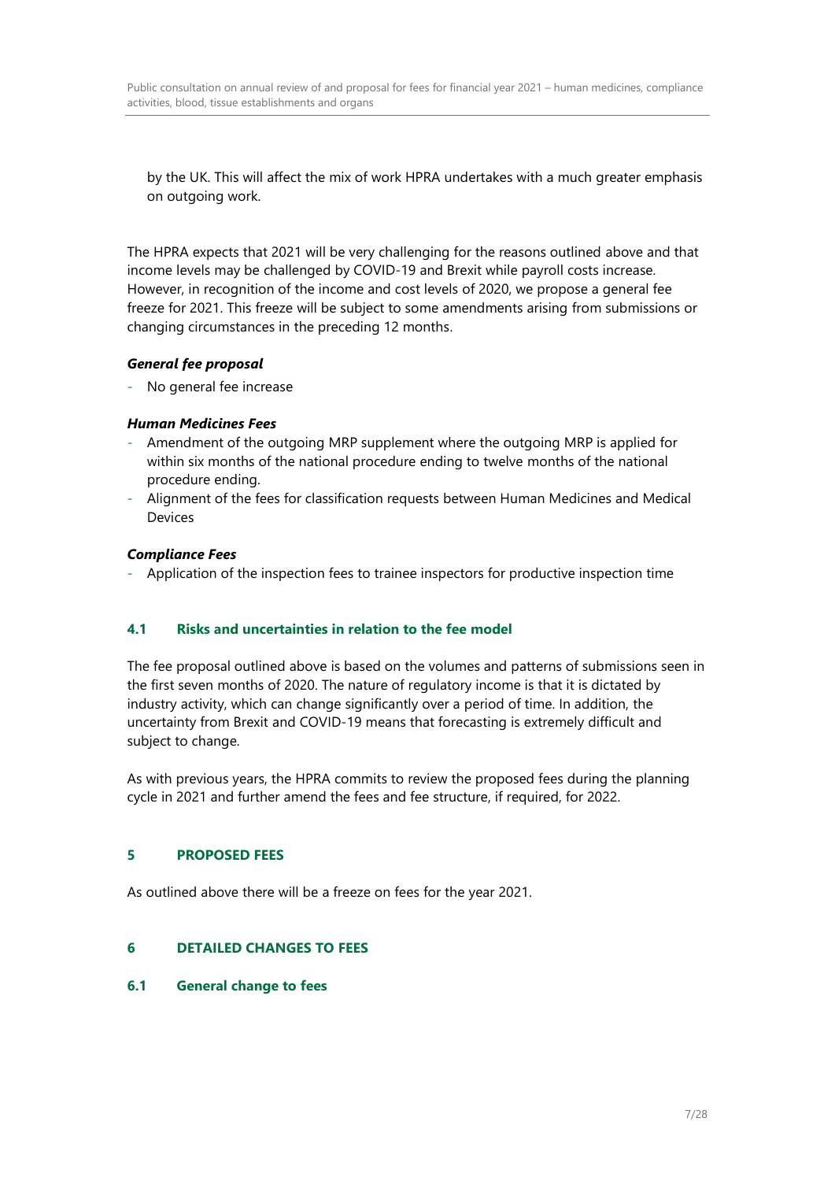by the UK. This will affect the mix of work HPRA undertakes with a much greater emphasis on outgoing work.

The HPRA expects that 2021 will be very challenging for the reasons outlined above and that income levels may be challenged by COVID-19 and Brexit while payroll costs increase. However, in recognition of the income and cost levels of 2020, we propose a general fee freeze for 2021. This freeze will be subject to some amendments arising from submissions or changing circumstances in the preceding 12 months.

***General fee proposal***

- No general fee increase

***Human Medicines Fees***

- Amendment of the outgoing MRP supplement where the outgoing MRP is applied for within six months of the national procedure ending to twelve months of the national procedure ending.
- Alignment of the fees for classification requests between Human Medicines and Medical Devices

***Compliance Fees***

- Application of the inspection fees to trainee inspectors for productive inspection time

### 4.1 Risks and uncertainties in relation to the fee model

The fee proposal outlined above is based on the volumes and patterns of submissions seen in the first seven months of 2020. The nature of regulatory income is that it is dictated by industry activity, which can change significantly over a period of time. In addition, the uncertainty from Brexit and COVID-19 means that forecasting is extremely difficult and subject to change.

As with previous years, the HPRA commits to review the proposed fees during the planning cycle in 2021 and further amend the fees and fee structure, if required, for 2022.

## 5 PROPOSED FEES

As outlined above there will be a freeze on fees for the year 2021.

## 6 DETAILED CHANGES TO FEES

### 6.1 General change to fees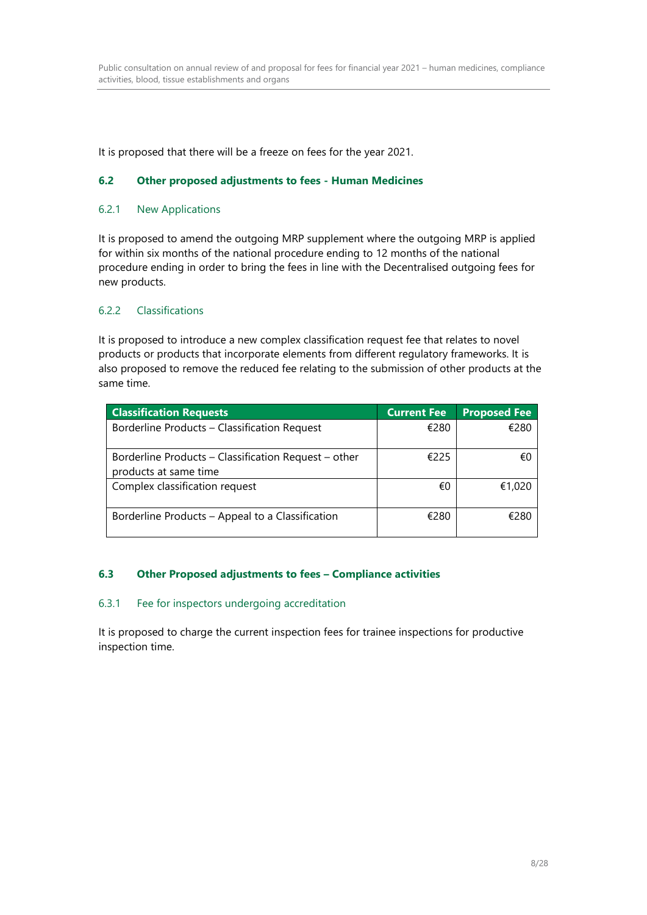It is proposed that there will be a freeze on fees for the year 2021.

## 6.2 Other proposed adjustments to fees - Human Medicines

### 6.2.1 New Applications

It is proposed to amend the outgoing MRP supplement where the outgoing MRP is applied for within six months of the national procedure ending to 12 months of the national procedure ending in order to bring the fees in line with the Decentralised outgoing fees for new products.

### 6.2.2 Classifications

It is proposed to introduce a new complex classification request fee that relates to novel products or products that incorporate elements from different regulatory frameworks. It is also proposed to remove the reduced fee relating to the submission of other products at the same time.

| Classification Requests | Current Fee | Proposed Fee |
|---|---|---|
| Borderline Products – Classification Request | €280 | €280 |
| Borderline Products – Classification Request – other products at same time | €225 | €0 |
| Complex classification request | €0 | €1,020 |
| Borderline Products – Appeal to a Classification | €280 | €280 |

## 6.3 Other Proposed adjustments to fees – Compliance activities

### 6.3.1 Fee for inspectors undergoing accreditation

It is proposed to charge the current inspection fees for trainee inspections for productive inspection time.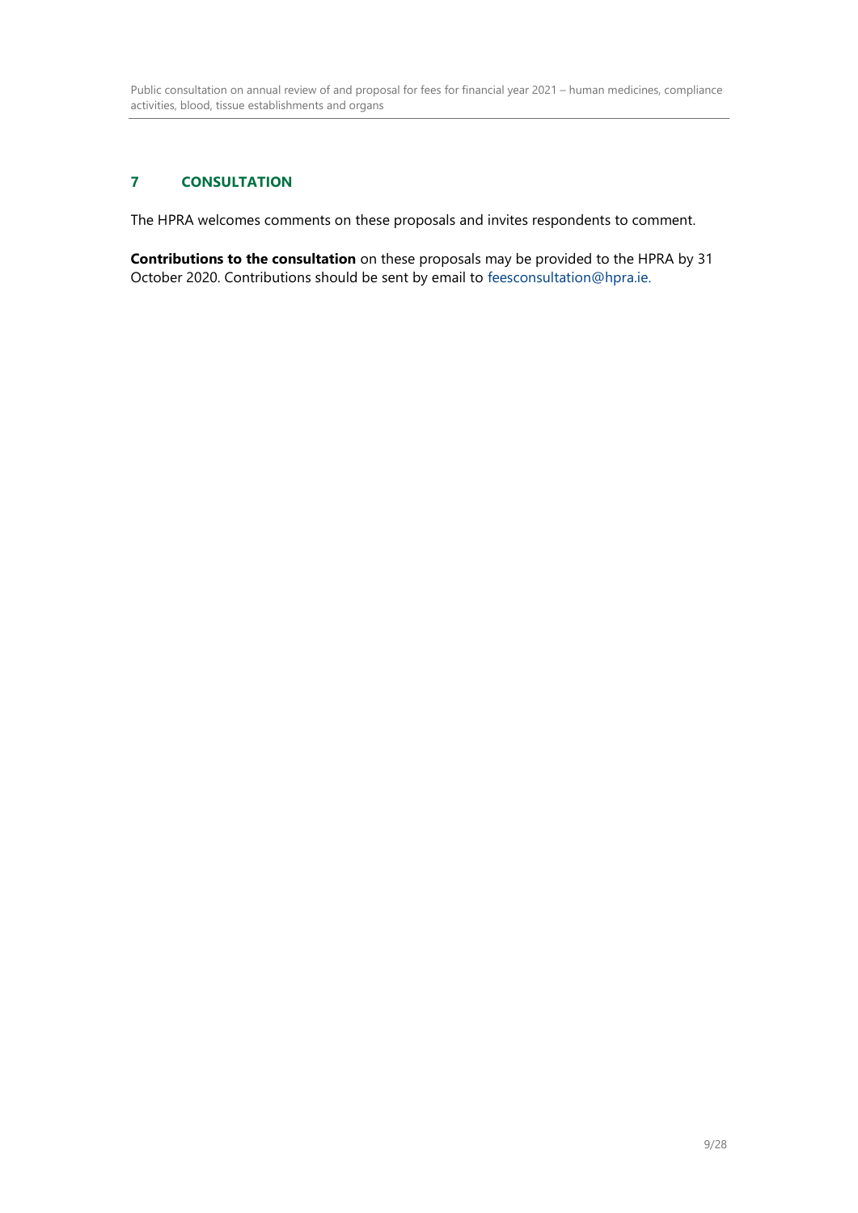## 7 CONSULTATION

The HPRA welcomes comments on these proposals and invites respondents to comment.

**Contributions to the consultation** on these proposals may be provided to the HPRA by 31 October 2020. Contributions should be sent by email to feesconsultation@hpra.ie.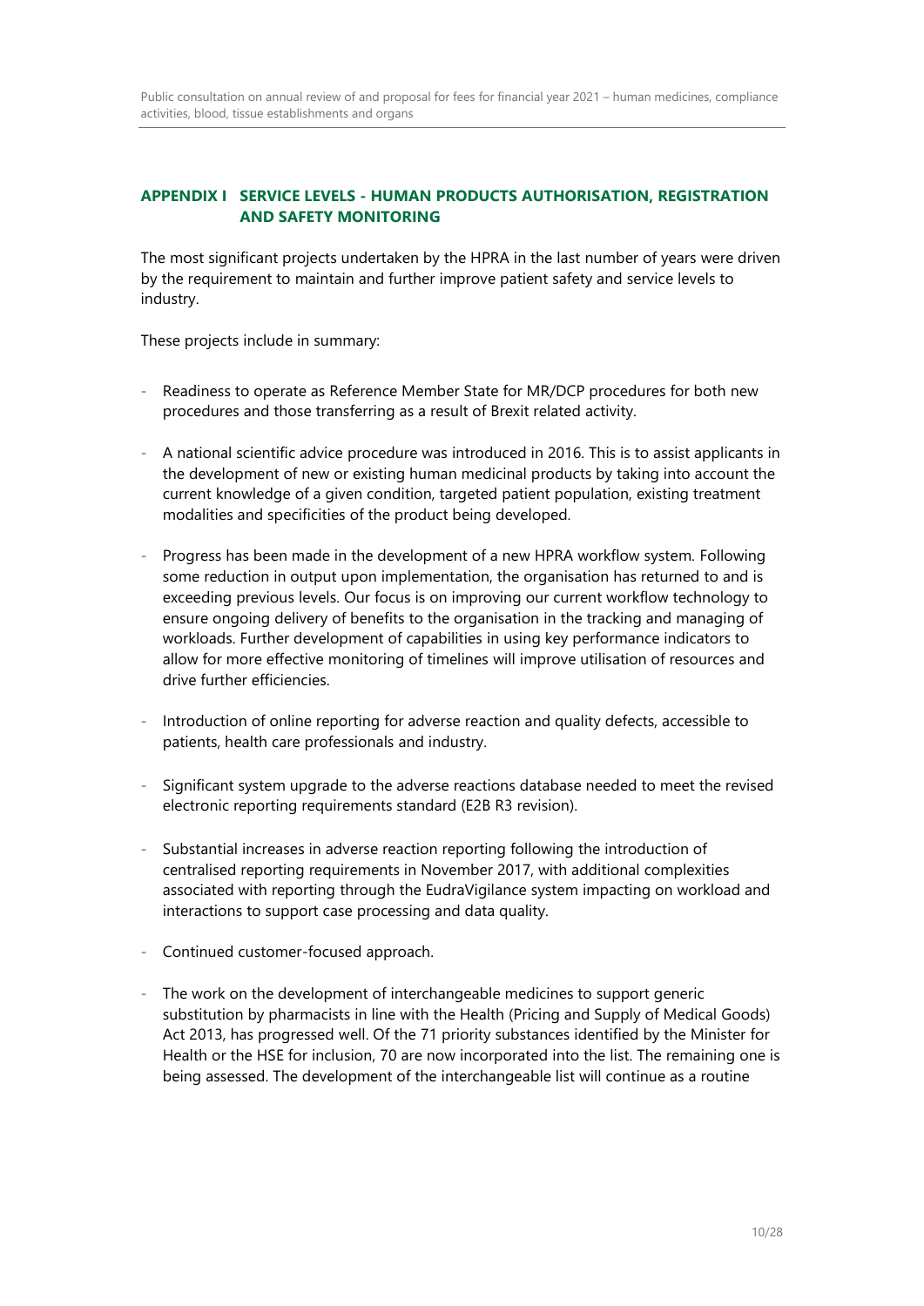## APPENDIX I SERVICE LEVELS - HUMAN PRODUCTS AUTHORISATION, REGISTRATION AND SAFETY MONITORING

The most significant projects undertaken by the HPRA in the last number of years were driven by the requirement to maintain and further improve patient safety and service levels to industry.

These projects include in summary:

- Readiness to operate as Reference Member State for MR/DCP procedures for both new procedures and those transferring as a result of Brexit related activity.
- A national scientific advice procedure was introduced in 2016. This is to assist applicants in the development of new or existing human medicinal products by taking into account the current knowledge of a given condition, targeted patient population, existing treatment modalities and specificities of the product being developed.
- Progress has been made in the development of a new HPRA workflow system. Following some reduction in output upon implementation, the organisation has returned to and is exceeding previous levels. Our focus is on improving our current workflow technology to ensure ongoing delivery of benefits to the organisation in the tracking and managing of workloads. Further development of capabilities in using key performance indicators to allow for more effective monitoring of timelines will improve utilisation of resources and drive further efficiencies.
- Introduction of online reporting for adverse reaction and quality defects, accessible to patients, health care professionals and industry.
- Significant system upgrade to the adverse reactions database needed to meet the revised electronic reporting requirements standard (E2B R3 revision).
- Substantial increases in adverse reaction reporting following the introduction of centralised reporting requirements in November 2017, with additional complexities associated with reporting through the EudraVigilance system impacting on workload and interactions to support case processing and data quality.
- Continued customer-focused approach.
- The work on the development of interchangeable medicines to support generic substitution by pharmacists in line with the Health (Pricing and Supply of Medical Goods) Act 2013, has progressed well. Of the 71 priority substances identified by the Minister for Health or the HSE for inclusion, 70 are now incorporated into the list. The remaining one is being assessed. The development of the interchangeable list will continue as a routine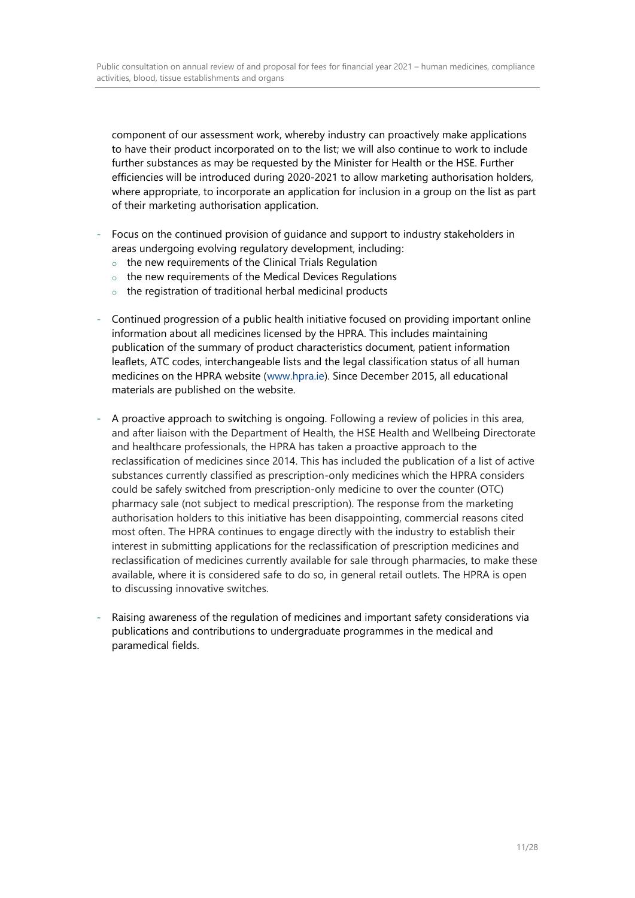component of our assessment work, whereby industry can proactively make applications to have their product incorporated on to the list; we will also continue to work to include further substances as may be requested by the Minister for Health or the HSE. Further efficiencies will be introduced during 2020-2021 to allow marketing authorisation holders, where appropriate, to incorporate an application for inclusion in a group on the list as part of their marketing authorisation application.

- Focus on the continued provision of guidance and support to industry stakeholders in areas undergoing evolving regulatory development, including:
  - the new requirements of the Clinical Trials Regulation
  - the new requirements of the Medical Devices Regulations
  - the registration of traditional herbal medicinal products

- Continued progression of a public health initiative focused on providing important online information about all medicines licensed by the HPRA. This includes maintaining publication of the summary of product characteristics document, patient information leaflets, ATC codes, interchangeable lists and the legal classification status of all human medicines on the HPRA website (www.hpra.ie). Since December 2015, all educational materials are published on the website.

- A proactive approach to switching is ongoing. Following a review of policies in this area, and after liaison with the Department of Health, the HSE Health and Wellbeing Directorate and healthcare professionals, the HPRA has taken a proactive approach to the reclassification of medicines since 2014. This has included the publication of a list of active substances currently classified as prescription-only medicines which the HPRA considers could be safely switched from prescription-only medicine to over the counter (OTC) pharmacy sale (not subject to medical prescription). The response from the marketing authorisation holders to this initiative has been disappointing, commercial reasons cited most often. The HPRA continues to engage directly with the industry to establish their interest in submitting applications for the reclassification of prescription medicines and reclassification of medicines currently available for sale through pharmacies, to make these available, where it is considered safe to do so, in general retail outlets. The HPRA is open to discussing innovative switches.

- Raising awareness of the regulation of medicines and important safety considerations via publications and contributions to undergraduate programmes in the medical and paramedical fields.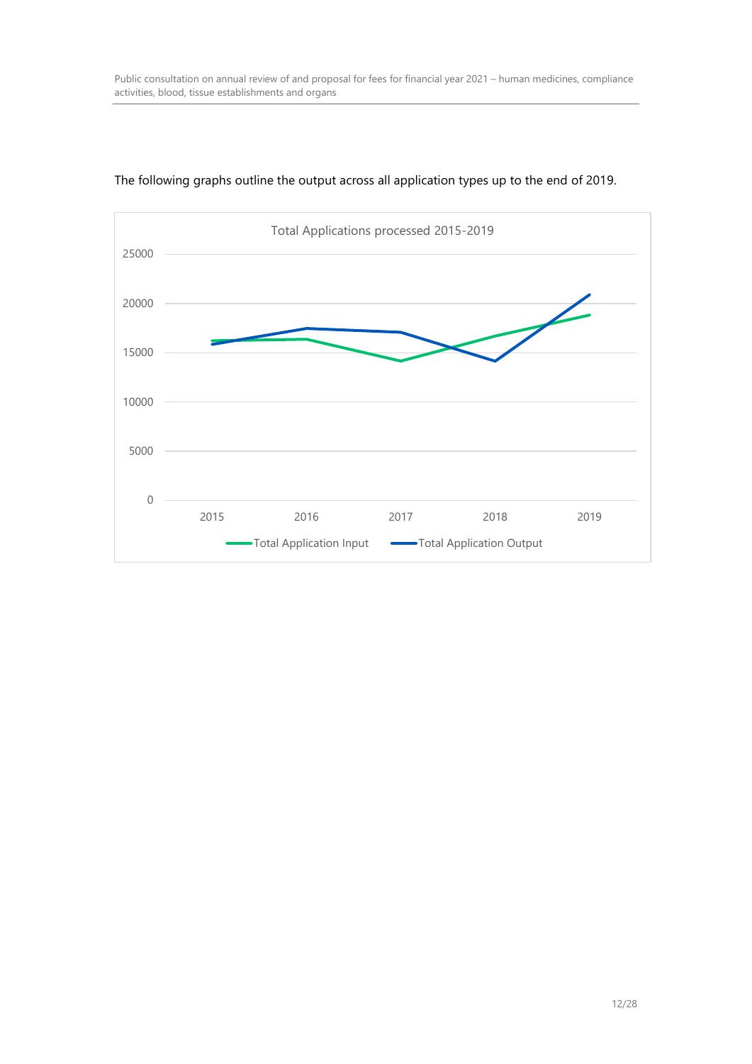The following graphs outline the output across all application types up to the end of 2019.

Total Applications processed 2015-2019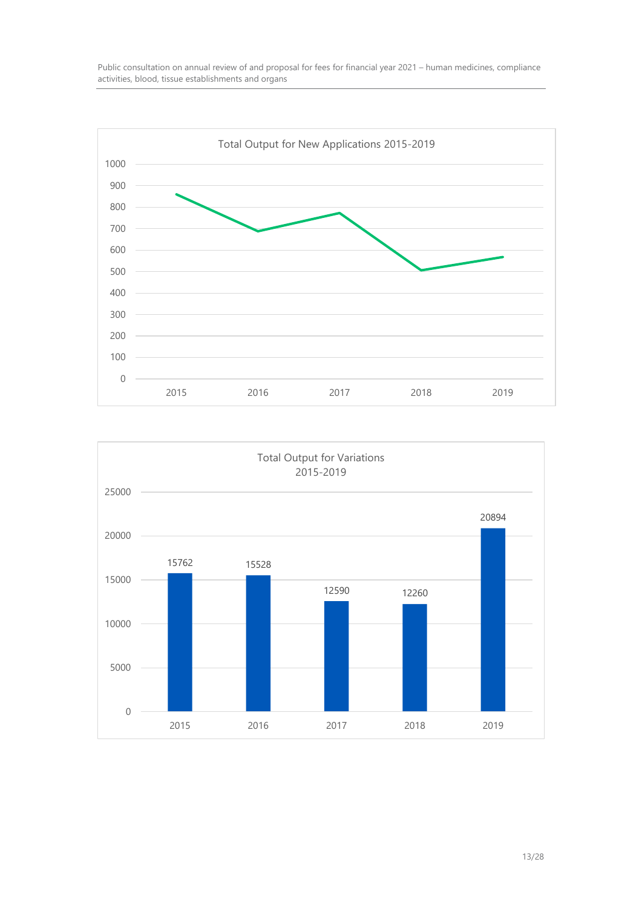Total Output for New Applications 2015-2019

Total Output for Variations 2015-2019

| 2015 | 2016 | 2017 | 2018 | 2019 |
|---|---|---|---|---|
| 15762 | 15528 | 12590 | 12260 | 20894 |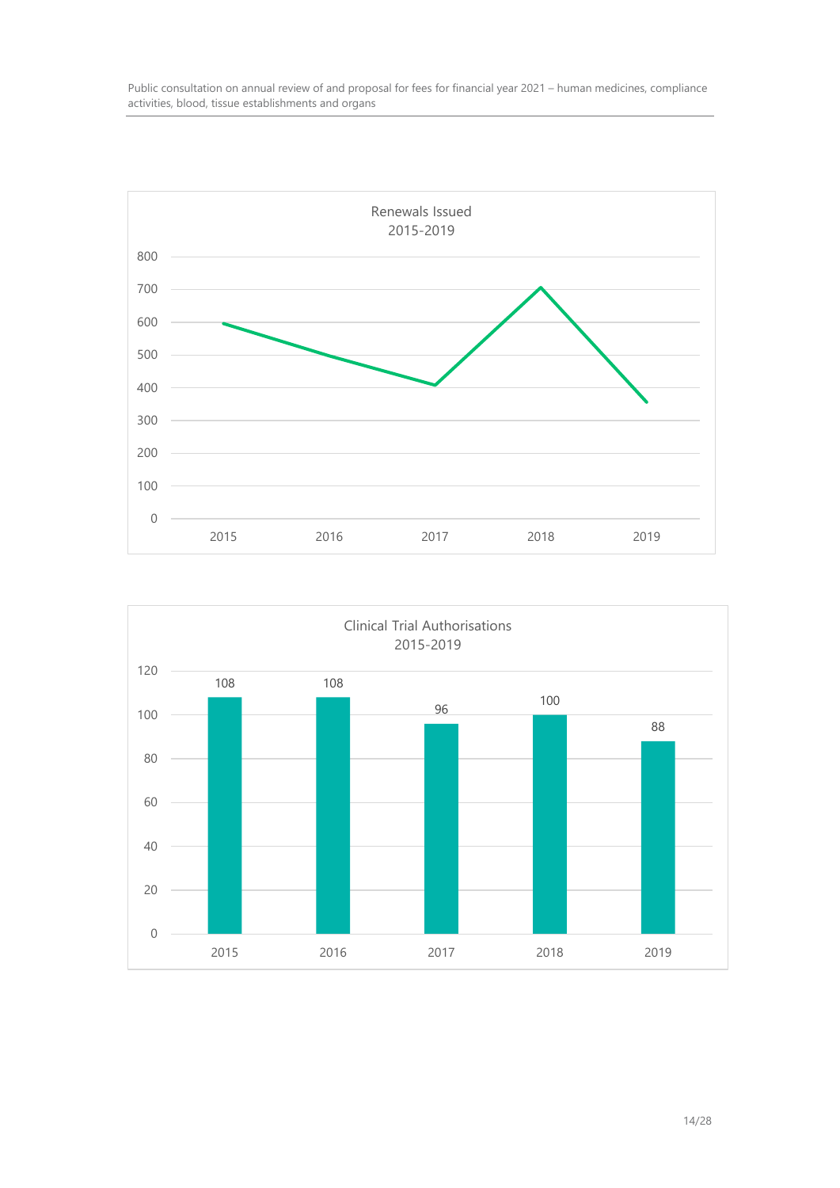Renewals Issued
2015-2019

Clinical Trial Authorisations
2015-2019

| Year | Clinical Trial Authorisations |
|---|---|
| 2015 | 108 |
| 2016 | 108 |
| 2017 | 96 |
| 2018 | 100 |
| 2019 | 88 |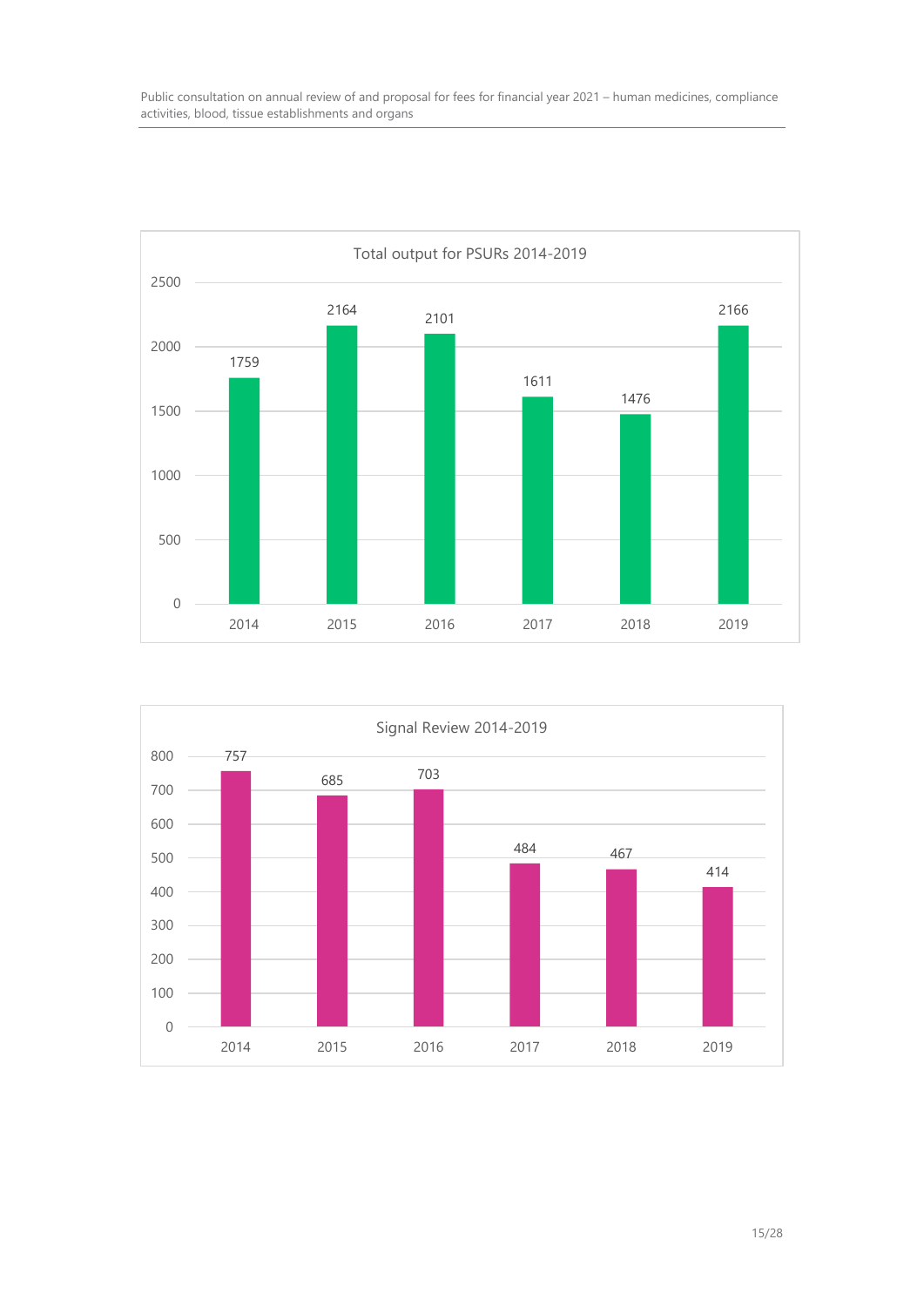**Total output for PSURs 2014-2019**

| Year | Total output |
|---|---|
| 2014 | 1759 |
| 2015 | 2164 |
| 2016 | 2101 |
| 2017 | 1611 |
| 2018 | 1476 |
| 2019 | 2166 |

**Signal Review 2014-2019**

| Year | Signal Review |
|---|---|
| 2014 | 757 |
| 2015 | 685 |
| 2016 | 703 |
| 2017 | 484 |
| 2018 | 467 |
| 2019 | 414 |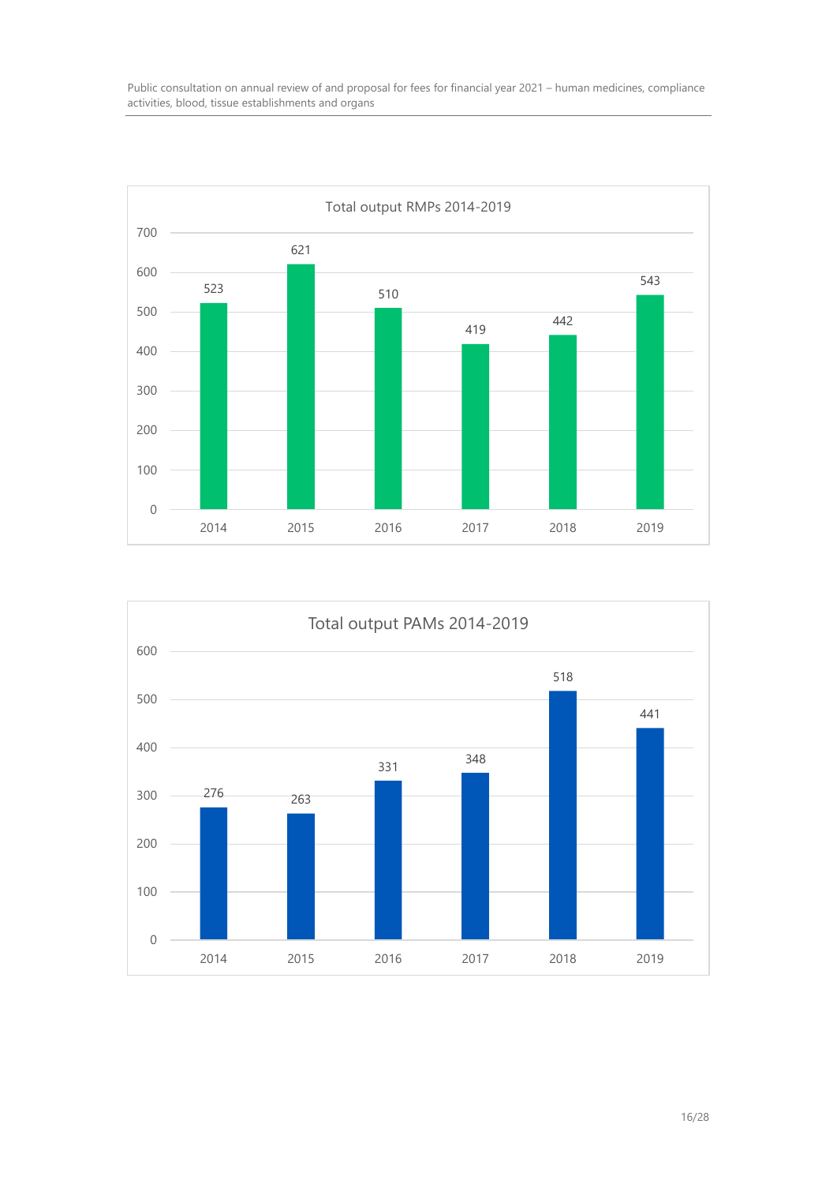**Total output RMPs 2014-2019**

| Year | RMPs |
| --- | --- |
| 2014 | 523 |
| 2015 | 621 |
| 2016 | 510 |
| 2017 | 419 |
| 2018 | 442 |
| 2019 | 543 |

**Total output PAMs 2014-2019**

| Year | PAMs |
| --- | --- |
| 2014 | 276 |
| 2015 | 263 |
| 2016 | 331 |
| 2017 | 348 |
| 2018 | 518 |
| 2019 | 441 |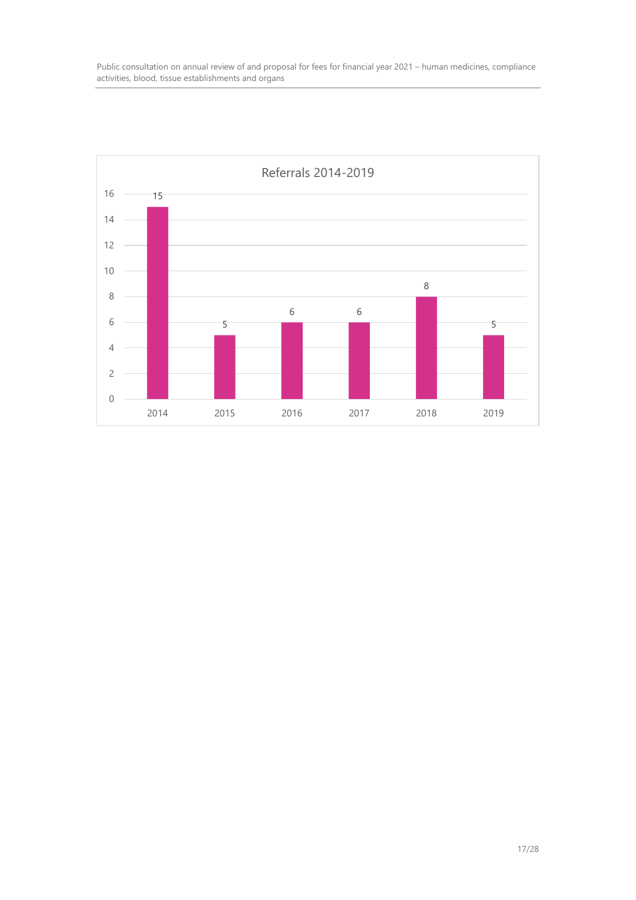Referrals 2014-2019

| Year | Referrals |
|---|---|
| 2014 | 15 |
| 2015 | 5 |
| 2016 | 6 |
| 2017 | 6 |
| 2018 | 8 |
| 2019 | 5 |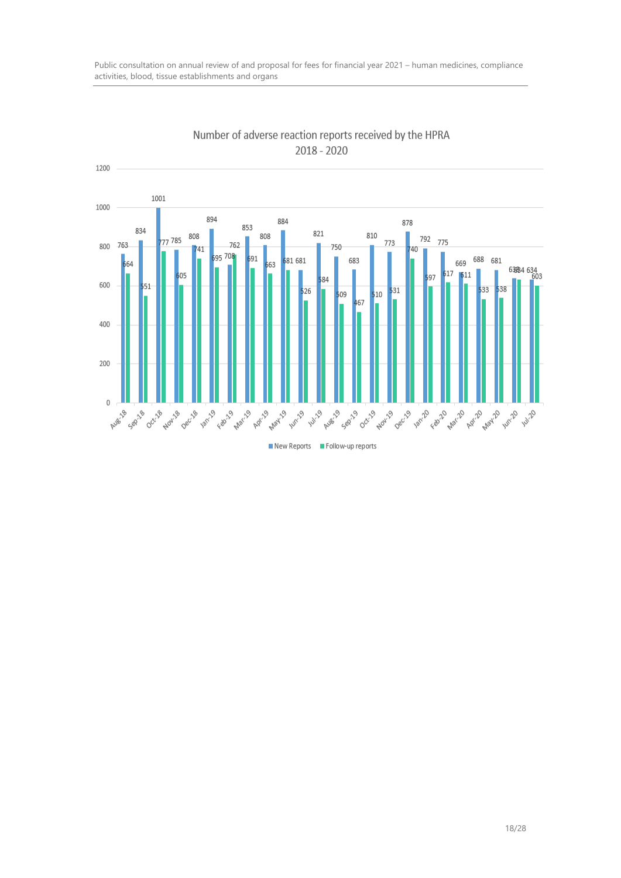## Number of adverse reaction reports received by the HPRA 2018 - 2020

| Month | New Reports | Follow-up reports |
| --- | --- | --- |
| Aug-18 | 763 | 664 |
| Sep-18 | 834 | 551 |
| Oct-18 | 1001 | 777 |
| Nov-18 | 785 | 605 |
| Dec-18 | 808 | 741 |
| Jan-19 | 894 | 695 |
| Feb-19 | 708 | 762 |
| Mar-19 | 853 | 691 |
| Apr-19 | 808 | 663 |
| May-19 | 884 | 681 |
| Jun-19 | 681 | 526 |
| Jul-19 | 821 | 584 |
| Aug-19 | 750 | 509 |
| Sep-19 | 683 | 467 |
| Oct-19 | 810 | 510 |
| Nov-19 | 773 | 531 |
| Dec-19 | 878 | 740 |
| Jan-20 | 792 | 597 |
| Feb-20 | 775 | 617 |
| Mar-20 | 669 | 611 |
| Apr-20 | 688 | 533 |
| May-20 | 681 | 538 |
| Jun-20 | 638 | 634 |
| Jul-20 | 634 | 603 |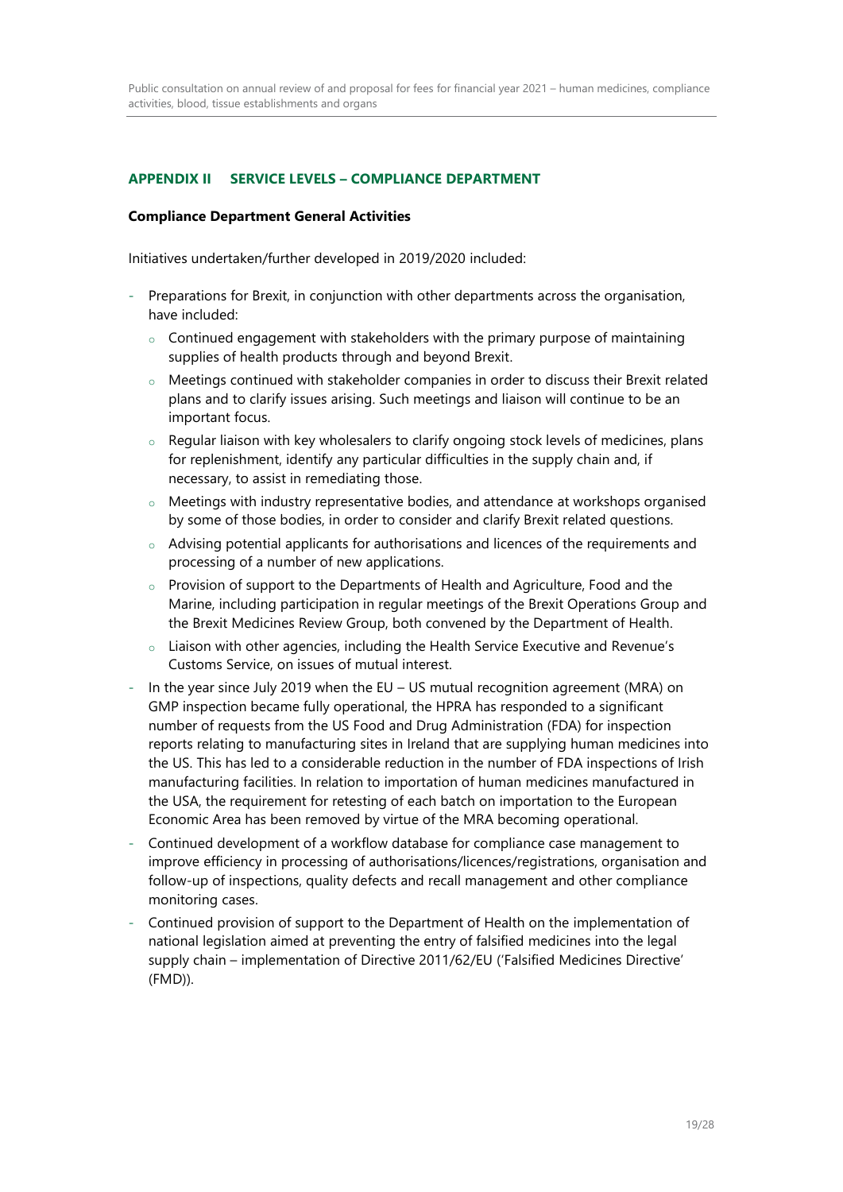## APPENDIX II SERVICE LEVELS – COMPLIANCE DEPARTMENT

**Compliance Department General Activities**

Initiatives undertaken/further developed in 2019/2020 included:

- Preparations for Brexit, in conjunction with other departments across the organisation, have included:
  - Continued engagement with stakeholders with the primary purpose of maintaining supplies of health products through and beyond Brexit.
  - Meetings continued with stakeholder companies in order to discuss their Brexit related plans and to clarify issues arising. Such meetings and liaison will continue to be an important focus.
  - Regular liaison with key wholesalers to clarify ongoing stock levels of medicines, plans for replenishment, identify any particular difficulties in the supply chain and, if necessary, to assist in remediating those.
  - Meetings with industry representative bodies, and attendance at workshops organised by some of those bodies, in order to consider and clarify Brexit related questions.
  - Advising potential applicants for authorisations and licences of the requirements and processing of a number of new applications.
  - Provision of support to the Departments of Health and Agriculture, Food and the Marine, including participation in regular meetings of the Brexit Operations Group and the Brexit Medicines Review Group, both convened by the Department of Health.
  - Liaison with other agencies, including the Health Service Executive and Revenue's Customs Service, on issues of mutual interest.
- In the year since July 2019 when the EU – US mutual recognition agreement (MRA) on GMP inspection became fully operational, the HPRA has responded to a significant number of requests from the US Food and Drug Administration (FDA) for inspection reports relating to manufacturing sites in Ireland that are supplying human medicines into the US. This has led to a considerable reduction in the number of FDA inspections of Irish manufacturing facilities. In relation to importation of human medicines manufactured in the USA, the requirement for retesting of each batch on importation to the European Economic Area has been removed by virtue of the MRA becoming operational.
- Continued development of a workflow database for compliance case management to improve efficiency in processing of authorisations/licences/registrations, organisation and follow-up of inspections, quality defects and recall management and other compliance monitoring cases.
- Continued provision of support to the Department of Health on the implementation of national legislation aimed at preventing the entry of falsified medicines into the legal supply chain – implementation of Directive 2011/62/EU ('Falsified Medicines Directive' (FMD)).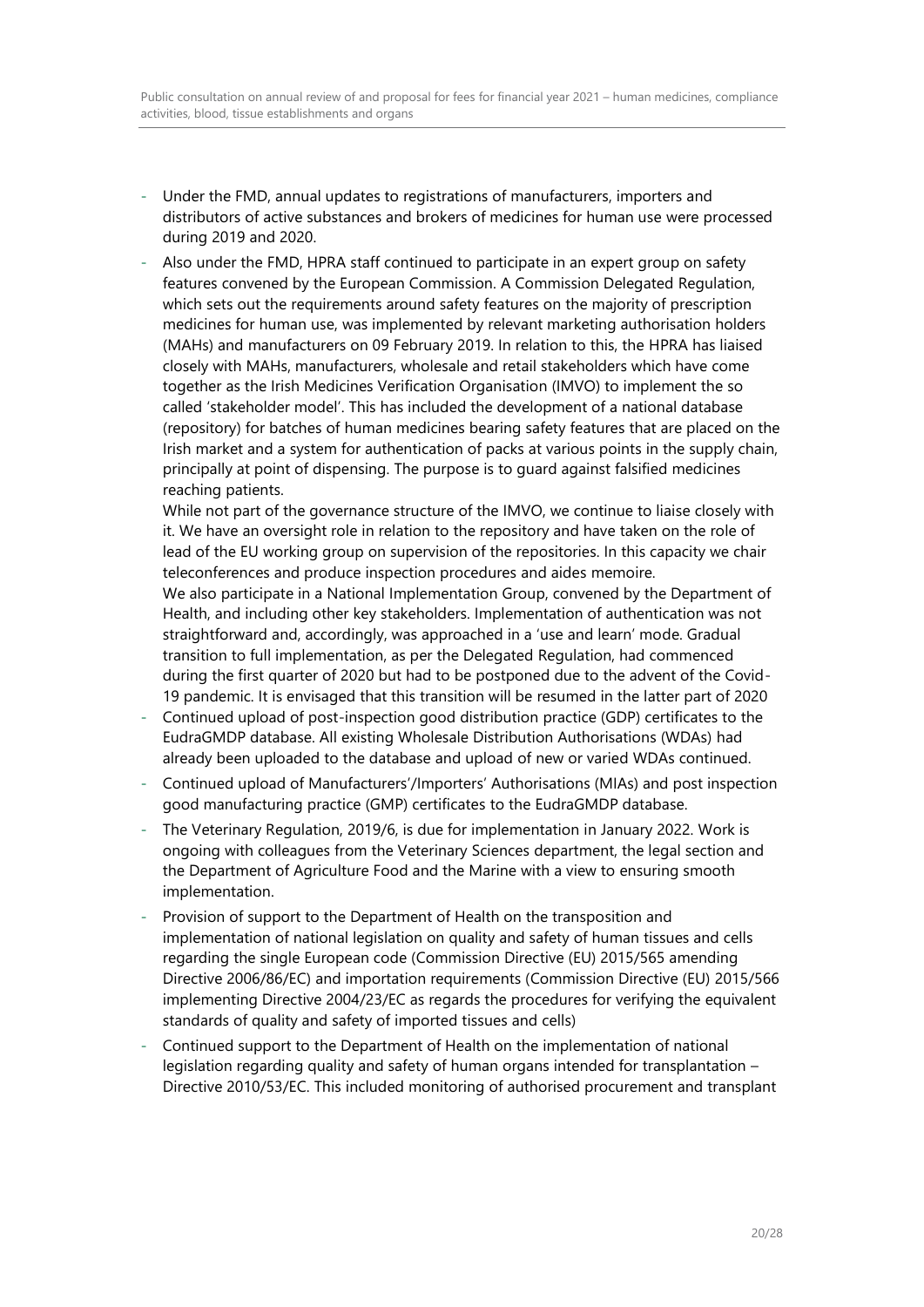- Under the FMD, annual updates to registrations of manufacturers, importers and distributors of active substances and brokers of medicines for human use were processed during 2019 and 2020.
- Also under the FMD, HPRA staff continued to participate in an expert group on safety features convened by the European Commission. A Commission Delegated Regulation, which sets out the requirements around safety features on the majority of prescription medicines for human use, was implemented by relevant marketing authorisation holders (MAHs) and manufacturers on 09 February 2019. In relation to this, the HPRA has liaised closely with MAHs, manufacturers, wholesale and retail stakeholders which have come together as the Irish Medicines Verification Organisation (IMVO) to implement the so called 'stakeholder model'. This has included the development of a national database (repository) for batches of human medicines bearing safety features that are placed on the Irish market and a system for authentication of packs at various points in the supply chain, principally at point of dispensing. The purpose is to guard against falsified medicines reaching patients.
  While not part of the governance structure of the IMVO, we continue to liaise closely with it. We have an oversight role in relation to the repository and have taken on the role of lead of the EU working group on supervision of the repositories. In this capacity we chair teleconferences and produce inspection procedures and aides memoire.
  We also participate in a National Implementation Group, convened by the Department of Health, and including other key stakeholders. Implementation of authentication was not straightforward and, accordingly, was approached in a 'use and learn' mode. Gradual transition to full implementation, as per the Delegated Regulation, had commenced during the first quarter of 2020 but had to be postponed due to the advent of the Covid-19 pandemic. It is envisaged that this transition will be resumed in the latter part of 2020
- Continued upload of post-inspection good distribution practice (GDP) certificates to the EudraGMDP database. All existing Wholesale Distribution Authorisations (WDAs) had already been uploaded to the database and upload of new or varied WDAs continued.
- Continued upload of Manufacturers'/Importers' Authorisations (MIAs) and post inspection good manufacturing practice (GMP) certificates to the EudraGMDP database.
- The Veterinary Regulation, 2019/6, is due for implementation in January 2022. Work is ongoing with colleagues from the Veterinary Sciences department, the legal section and the Department of Agriculture Food and the Marine with a view to ensuring smooth implementation.
- Provision of support to the Department of Health on the transposition and implementation of national legislation on quality and safety of human tissues and cells regarding the single European code (Commission Directive (EU) 2015/565 amending Directive 2006/86/EC) and importation requirements (Commission Directive (EU) 2015/566 implementing Directive 2004/23/EC as regards the procedures for verifying the equivalent standards of quality and safety of imported tissues and cells)
- Continued support to the Department of Health on the implementation of national legislation regarding quality and safety of human organs intended for transplantation – Directive 2010/53/EC. This included monitoring of authorised procurement and transplant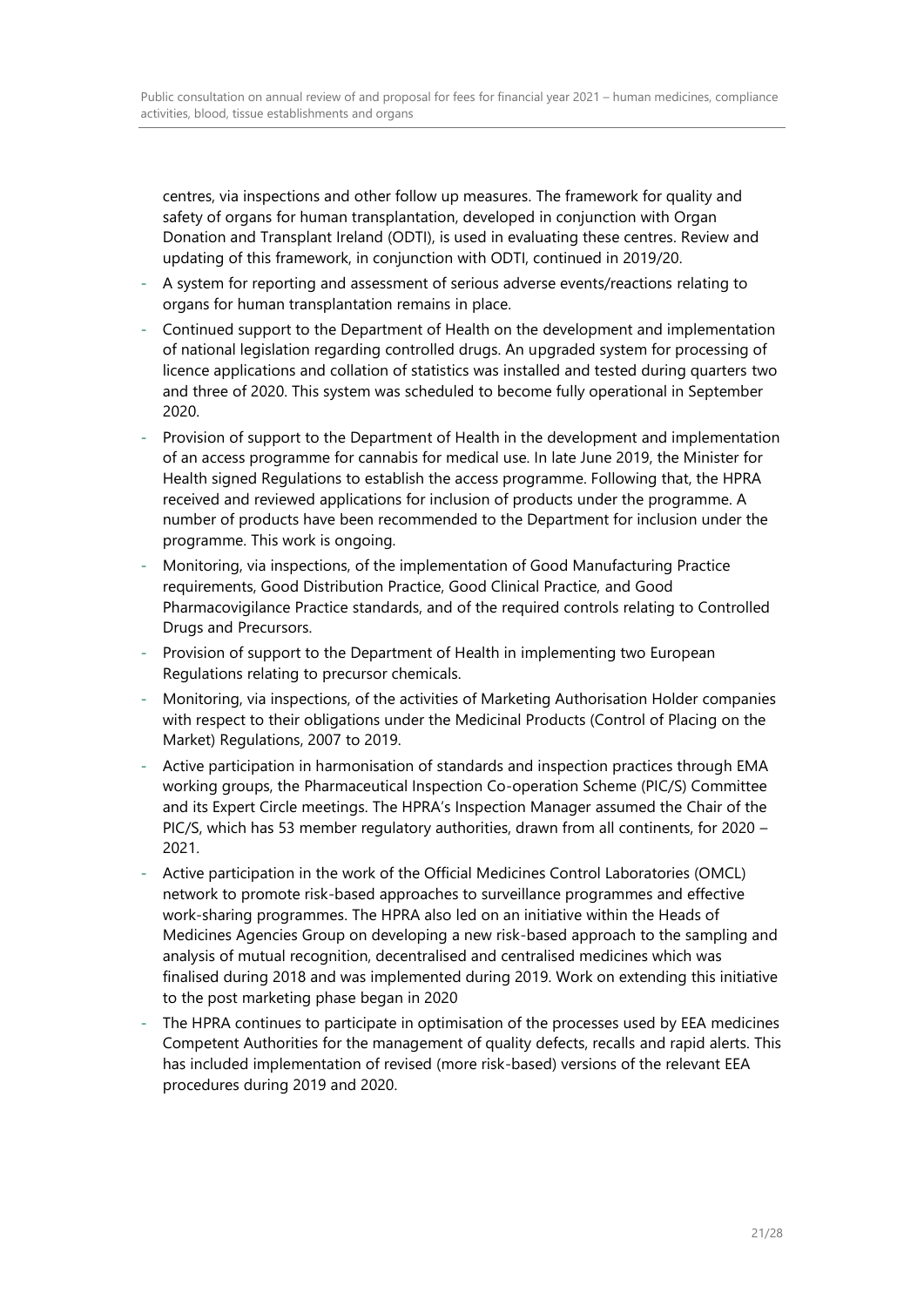centres, via inspections and other follow up measures. The framework for quality and safety of organs for human transplantation, developed in conjunction with Organ Donation and Transplant Ireland (ODTI), is used in evaluating these centres. Review and updating of this framework, in conjunction with ODTI, continued in 2019/20.

- A system for reporting and assessment of serious adverse events/reactions relating to organs for human transplantation remains in place.
- Continued support to the Department of Health on the development and implementation of national legislation regarding controlled drugs. An upgraded system for processing of licence applications and collation of statistics was installed and tested during quarters two and three of 2020. This system was scheduled to become fully operational in September 2020.
- Provision of support to the Department of Health in the development and implementation of an access programme for cannabis for medical use. In late June 2019, the Minister for Health signed Regulations to establish the access programme. Following that, the HPRA received and reviewed applications for inclusion of products under the programme. A number of products have been recommended to the Department for inclusion under the programme. This work is ongoing.
- Monitoring, via inspections, of the implementation of Good Manufacturing Practice requirements, Good Distribution Practice, Good Clinical Practice, and Good Pharmacovigilance Practice standards, and of the required controls relating to Controlled Drugs and Precursors.
- Provision of support to the Department of Health in implementing two European Regulations relating to precursor chemicals.
- Monitoring, via inspections, of the activities of Marketing Authorisation Holder companies with respect to their obligations under the Medicinal Products (Control of Placing on the Market) Regulations, 2007 to 2019.
- Active participation in harmonisation of standards and inspection practices through EMA working groups, the Pharmaceutical Inspection Co-operation Scheme (PIC/S) Committee and its Expert Circle meetings. The HPRA's Inspection Manager assumed the Chair of the PIC/S, which has 53 member regulatory authorities, drawn from all continents, for 2020 – 2021.
- Active participation in the work of the Official Medicines Control Laboratories (OMCL) network to promote risk-based approaches to surveillance programmes and effective work-sharing programmes. The HPRA also led on an initiative within the Heads of Medicines Agencies Group on developing a new risk-based approach to the sampling and analysis of mutual recognition, decentralised and centralised medicines which was finalised during 2018 and was implemented during 2019. Work on extending this initiative to the post marketing phase began in 2020
- The HPRA continues to participate in optimisation of the processes used by EEA medicines Competent Authorities for the management of quality defects, recalls and rapid alerts. This has included implementation of revised (more risk-based) versions of the relevant EEA procedures during 2019 and 2020.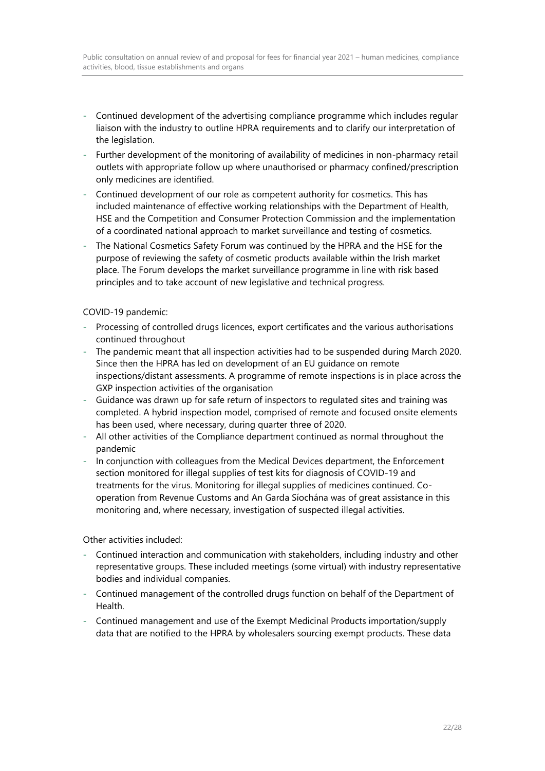- Continued development of the advertising compliance programme which includes regular liaison with the industry to outline HPRA requirements and to clarify our interpretation of the legislation.
- Further development of the monitoring of availability of medicines in non-pharmacy retail outlets with appropriate follow up where unauthorised or pharmacy confined/prescription only medicines are identified.
- Continued development of our role as competent authority for cosmetics. This has included maintenance of effective working relationships with the Department of Health, HSE and the Competition and Consumer Protection Commission and the implementation of a coordinated national approach to market surveillance and testing of cosmetics.
- The National Cosmetics Safety Forum was continued by the HPRA and the HSE for the purpose of reviewing the safety of cosmetic products available within the Irish market place. The Forum develops the market surveillance programme in line with risk based principles and to take account of new legislative and technical progress.

COVID-19 pandemic:

- Processing of controlled drugs licences, export certificates and the various authorisations continued throughout
- The pandemic meant that all inspection activities had to be suspended during March 2020. Since then the HPRA has led on development of an EU guidance on remote inspections/distant assessments. A programme of remote inspections is in place across the GXP inspection activities of the organisation
- Guidance was drawn up for safe return of inspectors to regulated sites and training was completed. A hybrid inspection model, comprised of remote and focused onsite elements has been used, where necessary, during quarter three of 2020.
- All other activities of the Compliance department continued as normal throughout the pandemic
- In conjunction with colleagues from the Medical Devices department, the Enforcement section monitored for illegal supplies of test kits for diagnosis of COVID-19 and treatments for the virus. Monitoring for illegal supplies of medicines continued. Co-operation from Revenue Customs and An Garda Síochána was of great assistance in this monitoring and, where necessary, investigation of suspected illegal activities.

Other activities included:

- Continued interaction and communication with stakeholders, including industry and other representative groups. These included meetings (some virtual) with industry representative bodies and individual companies.
- Continued management of the controlled drugs function on behalf of the Department of Health.
- Continued management and use of the Exempt Medicinal Products importation/supply data that are notified to the HPRA by wholesalers sourcing exempt products. These data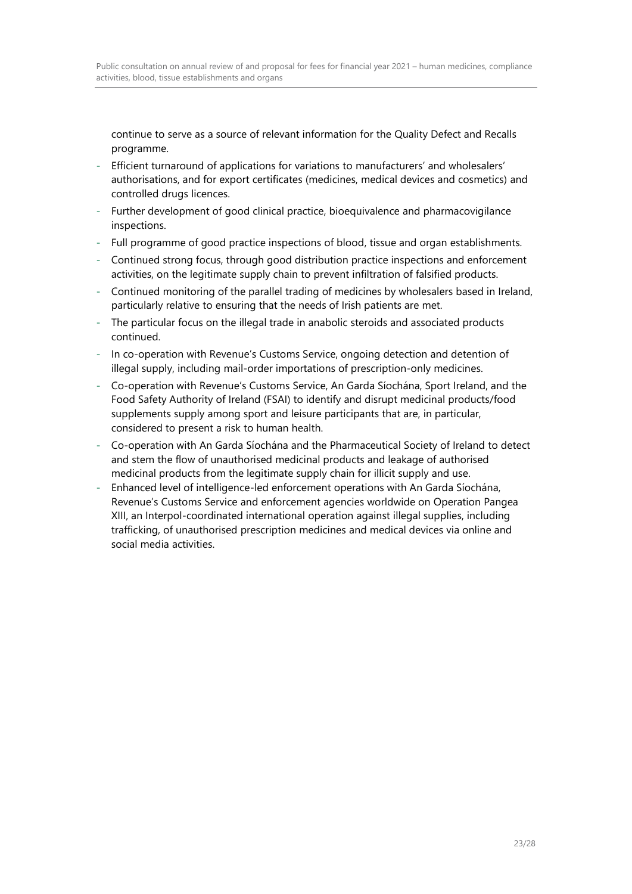continue to serve as a source of relevant information for the Quality Defect and Recalls programme.

- Efficient turnaround of applications for variations to manufacturers' and wholesalers' authorisations, and for export certificates (medicines, medical devices and cosmetics) and controlled drugs licences.
- Further development of good clinical practice, bioequivalence and pharmacovigilance inspections.
- Full programme of good practice inspections of blood, tissue and organ establishments.
- Continued strong focus, through good distribution practice inspections and enforcement activities, on the legitimate supply chain to prevent infiltration of falsified products.
- Continued monitoring of the parallel trading of medicines by wholesalers based in Ireland, particularly relative to ensuring that the needs of Irish patients are met.
- The particular focus on the illegal trade in anabolic steroids and associated products continued.
- In co-operation with Revenue's Customs Service, ongoing detection and detention of illegal supply, including mail-order importations of prescription-only medicines.
- Co-operation with Revenue's Customs Service, An Garda Síochána, Sport Ireland, and the Food Safety Authority of Ireland (FSAI) to identify and disrupt medicinal products/food supplements supply among sport and leisure participants that are, in particular, considered to present a risk to human health.
- Co-operation with An Garda Síochána and the Pharmaceutical Society of Ireland to detect and stem the flow of unauthorised medicinal products and leakage of authorised medicinal products from the legitimate supply chain for illicit supply and use.
- Enhanced level of intelligence-led enforcement operations with An Garda Síochána, Revenue's Customs Service and enforcement agencies worldwide on Operation Pangea XIII, an Interpol-coordinated international operation against illegal supplies, including trafficking, of unauthorised prescription medicines and medical devices via online and social media activities.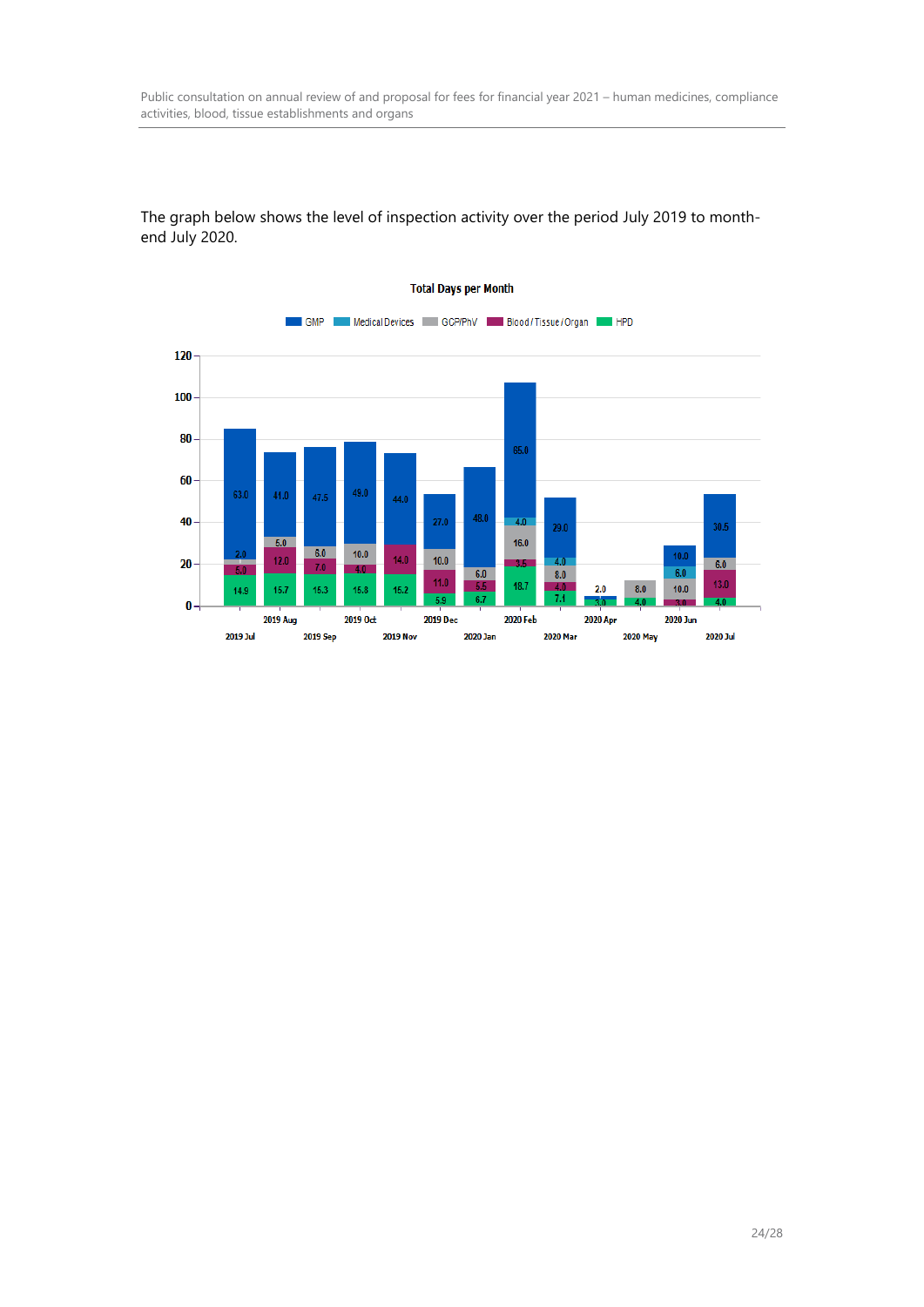The graph below shows the level of inspection activity over the period July 2019 to month-end July 2020.

**Total Days per Month**

| Month | GMP | Medical Devices | GCP/PhV | Blood/Tissue/Organ | HPD |
|---|---|---|---|---|---|
| 2019 Jul | 63.0 | | 2.0 | 5.0 | 14.9 |
| 2019 Aug | 41.0 | | 5.0 | 12.0 | 15.7 |
| 2019 Sep | 47.5 | | 6.0 | 7.0 | 15.3 |
| 2019 Oct | 49.0 | | 10.0 | 4.0 | 15.8 |
| 2019 Nov | 44.0 | | | 14.0 | 15.2 |
| 2019 Dec | 27.0 | | 10.0 | 11.0 | 5.9 |
| 2020 Jan | 48.0 | | 6.0 | 5.5 | 6.7 |
| 2020 Feb | 65.0 | 4.0 | 16.0 | 3.5 | 18.7 |
| 2020 Mar | 29.0 | 4.0 | 8.0 | 4.0 | 7.1 |
| 2020 Apr | 2.0 | | | | 3.0 |
| 2020 May | | | 8.0 | | 4.0 |
| 2020 Jun | 10.0 | 6.0 | 10.0 | 3.0 | |
| 2020 Jul | 30.5 | | 6.0 | 13.0 | 4.0 |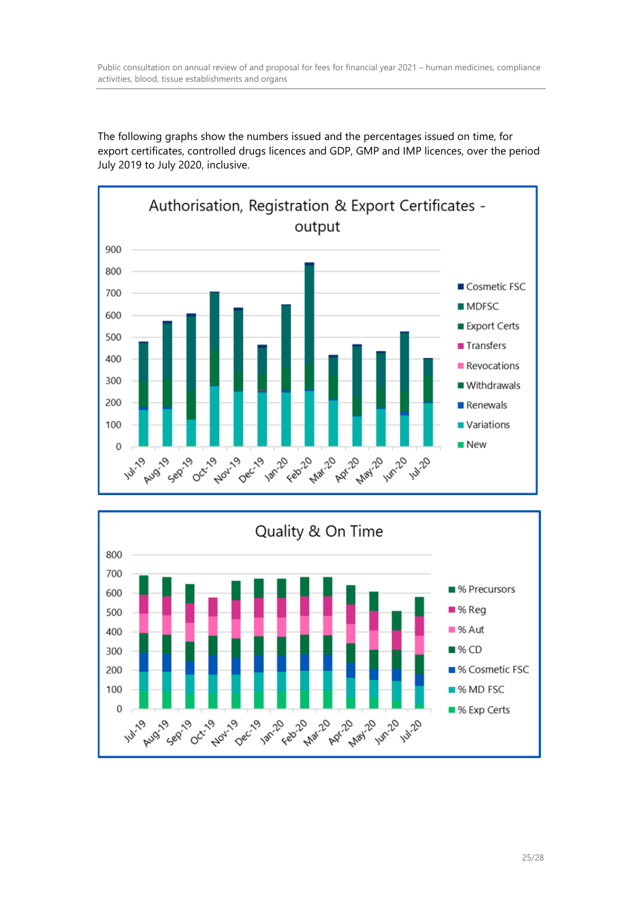The following graphs show the numbers issued and the percentages issued on time, for export certificates, controlled drugs licences and GDP, GMP and IMP licences, over the period July 2019 to July 2020, inclusive.

**Authorisation, Registration & Export Certificates - output**

Legend: Cosmetic FSC, MDFSC, Export Certs, Transfers, Revocations, Withdrawals, Renewals, Variations, New

Months: Jul-19, Aug-19, Sep-19, Oct-19, Nov-19, Dec-19, Jan-20, Feb-20, Mar-20, Apr-20, May-20, Jun-20, Jul-20

**Quality & On Time**

Legend: % Precursors, % Reg, % Aut, % CD, % Cosmetic FSC, % MD FSC, % Exp Certs

Months: Jul-19, Aug-19, Sep-19, Oct-19, Nov-19, Dec-19, Jan-20, Feb-20, Mar-20, Apr-20, May-20, Jun-20, Jul-20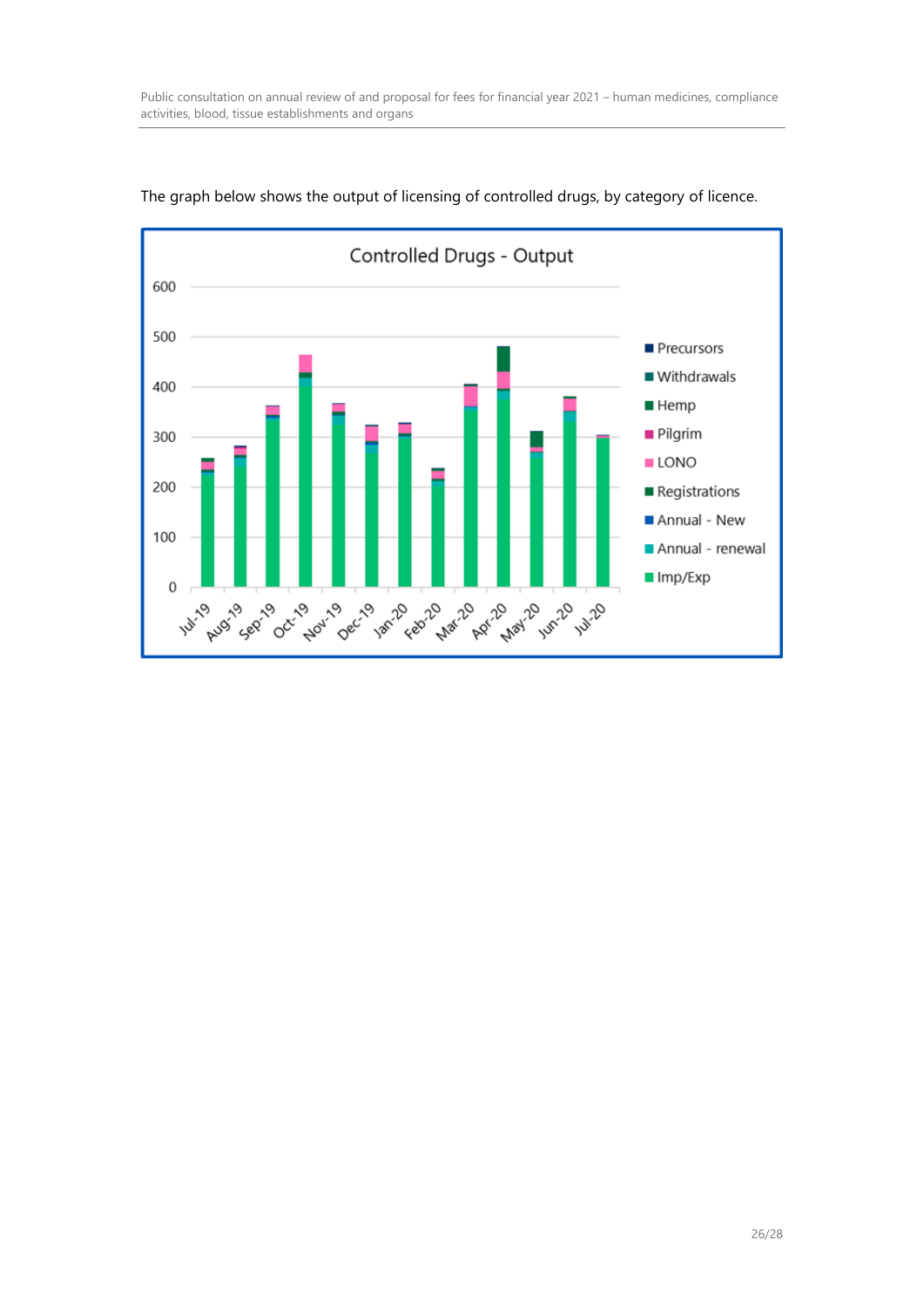The graph below shows the output of licensing of controlled drugs, by category of licence.

**Controlled Drugs - Output**

Legend: Precursors, Withdrawals, Hemp, Pilgrim, LONO, Registrations, Annual - New, Annual - renewal, Imp/Exp

Months: Jul-19, Aug-19, Sep-19, Oct-19, Nov-19, Dec-19, Jan-20, Feb-20, Mar-20, Apr-20, May-20, Jun-20, Jul-20

Y-axis: 0, 100, 200, 300, 400, 500, 600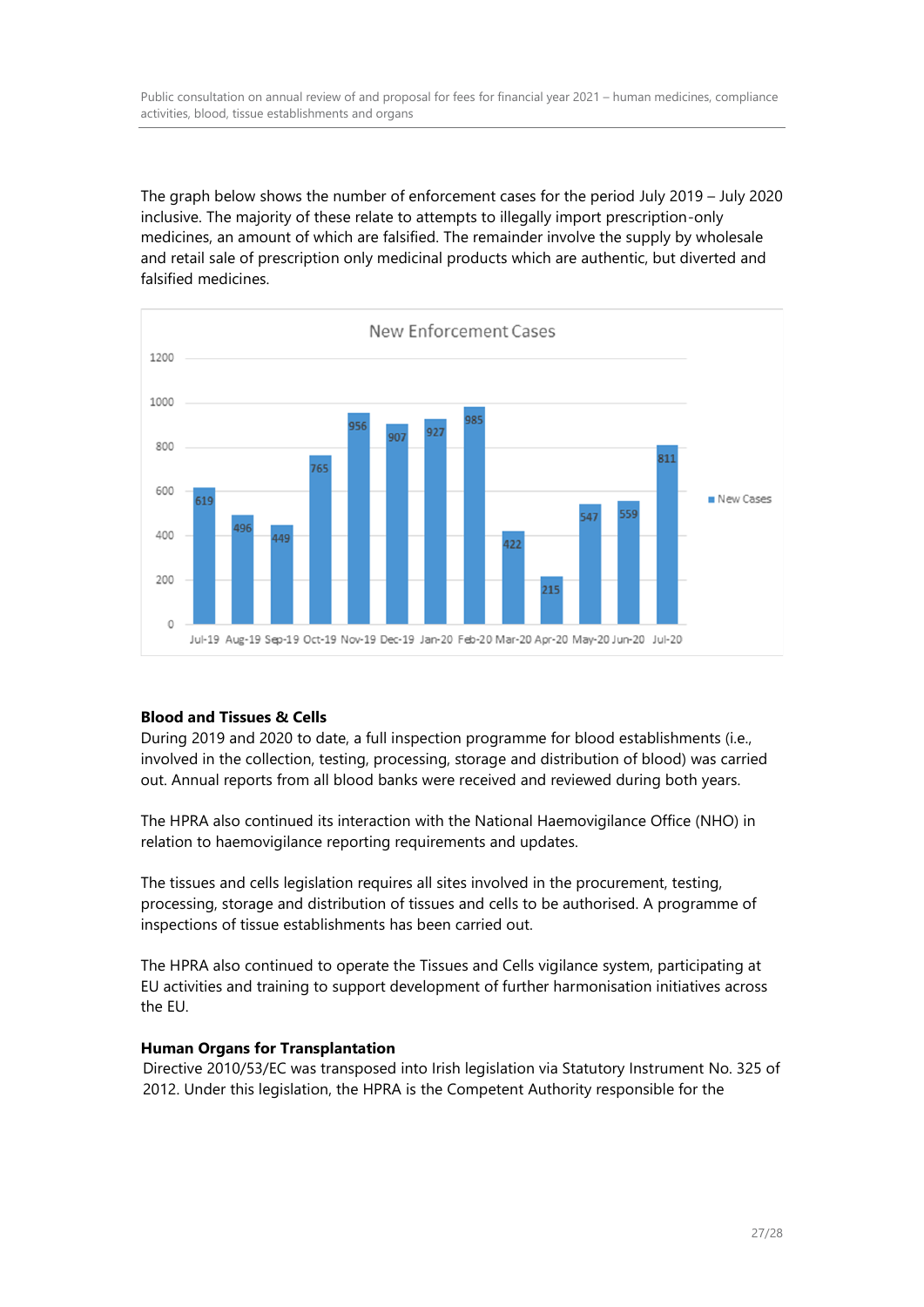The graph below shows the number of enforcement cases for the period July 2019 – July 2020 inclusive. The majority of these relate to attempts to illegally import prescription-only medicines, an amount of which are falsified. The remainder involve the supply by wholesale and retail sale of prescription only medicinal products which are authentic, but diverted and falsified medicines.

New Enforcement Cases

| Month | New Cases |
|---|---|
| Jul-19 | 619 |
| Aug-19 | 496 |
| Sep-19 | 449 |
| Oct-19 | 765 |
| Nov-19 | 956 |
| Dec-19 | 907 |
| Jan-20 | 927 |
| Feb-20 | 985 |
| Mar-20 | 422 |
| Apr-20 | 215 |
| May-20 | 547 |
| Jun-20 | 559 |
| Jul-20 | 811 |

**Blood and Tissues & Cells**

During 2019 and 2020 to date, a full inspection programme for blood establishments (i.e., involved in the collection, testing, processing, storage and distribution of blood) was carried out. Annual reports from all blood banks were received and reviewed during both years.

The HPRA also continued its interaction with the National Haemovigilance Office (NHO) in relation to haemovigilance reporting requirements and updates.

The tissues and cells legislation requires all sites involved in the procurement, testing, processing, storage and distribution of tissues and cells to be authorised. A programme of inspections of tissue establishments has been carried out.

The HPRA also continued to operate the Tissues and Cells vigilance system, participating at EU activities and training to support development of further harmonisation initiatives across the EU.

**Human Organs for Transplantation**

Directive 2010/53/EC was transposed into Irish legislation via Statutory Instrument No. 325 of 2012. Under this legislation, the HPRA is the Competent Authority responsible for the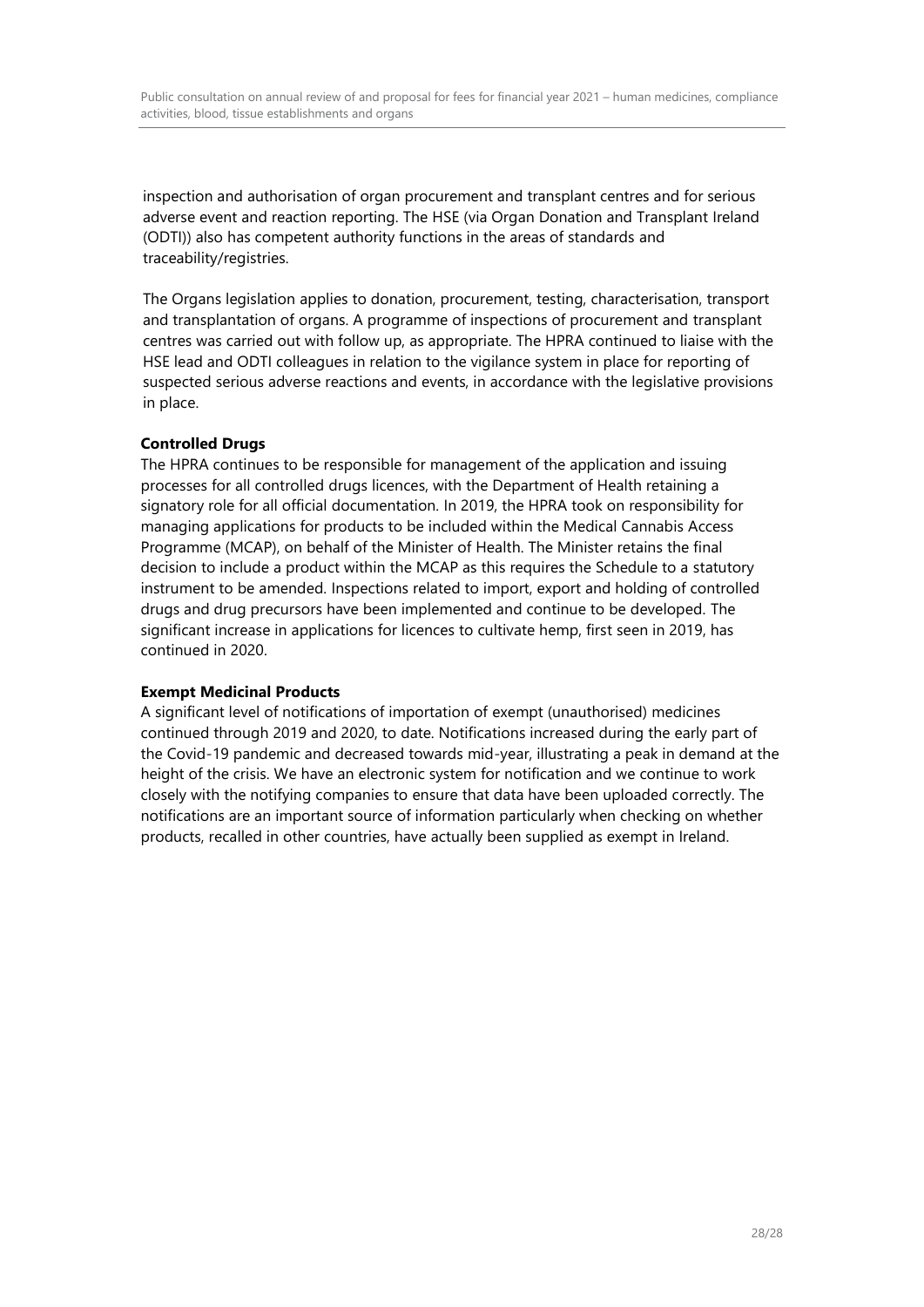inspection and authorisation of organ procurement and transplant centres and for serious adverse event and reaction reporting. The HSE (via Organ Donation and Transplant Ireland (ODTI)) also has competent authority functions in the areas of standards and traceability/registries.

The Organs legislation applies to donation, procurement, testing, characterisation, transport and transplantation of organs. A programme of inspections of procurement and transplant centres was carried out with follow up, as appropriate. The HPRA continued to liaise with the HSE lead and ODTI colleagues in relation to the vigilance system in place for reporting of suspected serious adverse reactions and events, in accordance with the legislative provisions in place.

**Controlled Drugs**

The HPRA continues to be responsible for management of the application and issuing processes for all controlled drugs licences, with the Department of Health retaining a signatory role for all official documentation. In 2019, the HPRA took on responsibility for managing applications for products to be included within the Medical Cannabis Access Programme (MCAP), on behalf of the Minister of Health. The Minister retains the final decision to include a product within the MCAP as this requires the Schedule to a statutory instrument to be amended. Inspections related to import, export and holding of controlled drugs and drug precursors have been implemented and continue to be developed. The significant increase in applications for licences to cultivate hemp, first seen in 2019, has continued in 2020.

**Exempt Medicinal Products**

A significant level of notifications of importation of exempt (unauthorised) medicines continued through 2019 and 2020, to date. Notifications increased during the early part of the Covid-19 pandemic and decreased towards mid-year, illustrating a peak in demand at the height of the crisis. We have an electronic system for notification and we continue to work closely with the notifying companies to ensure that data have been uploaded correctly. The notifications are an important source of information particularly when checking on whether products, recalled in other countries, have actually been supplied as exempt in Ireland.